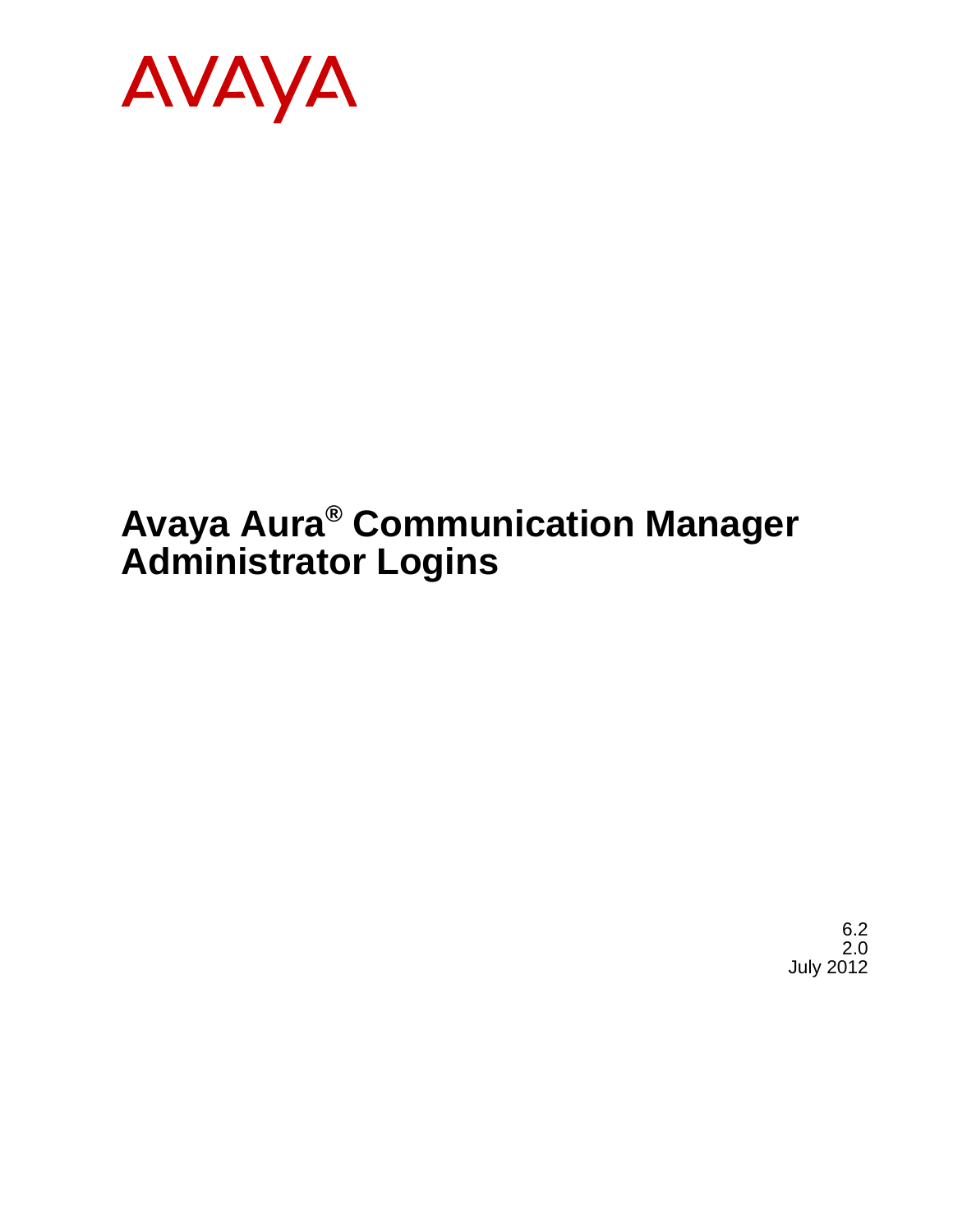AVAYA

# Avaya Aura® Communication Manager Administrator Logins

6.2
2.0
July 2012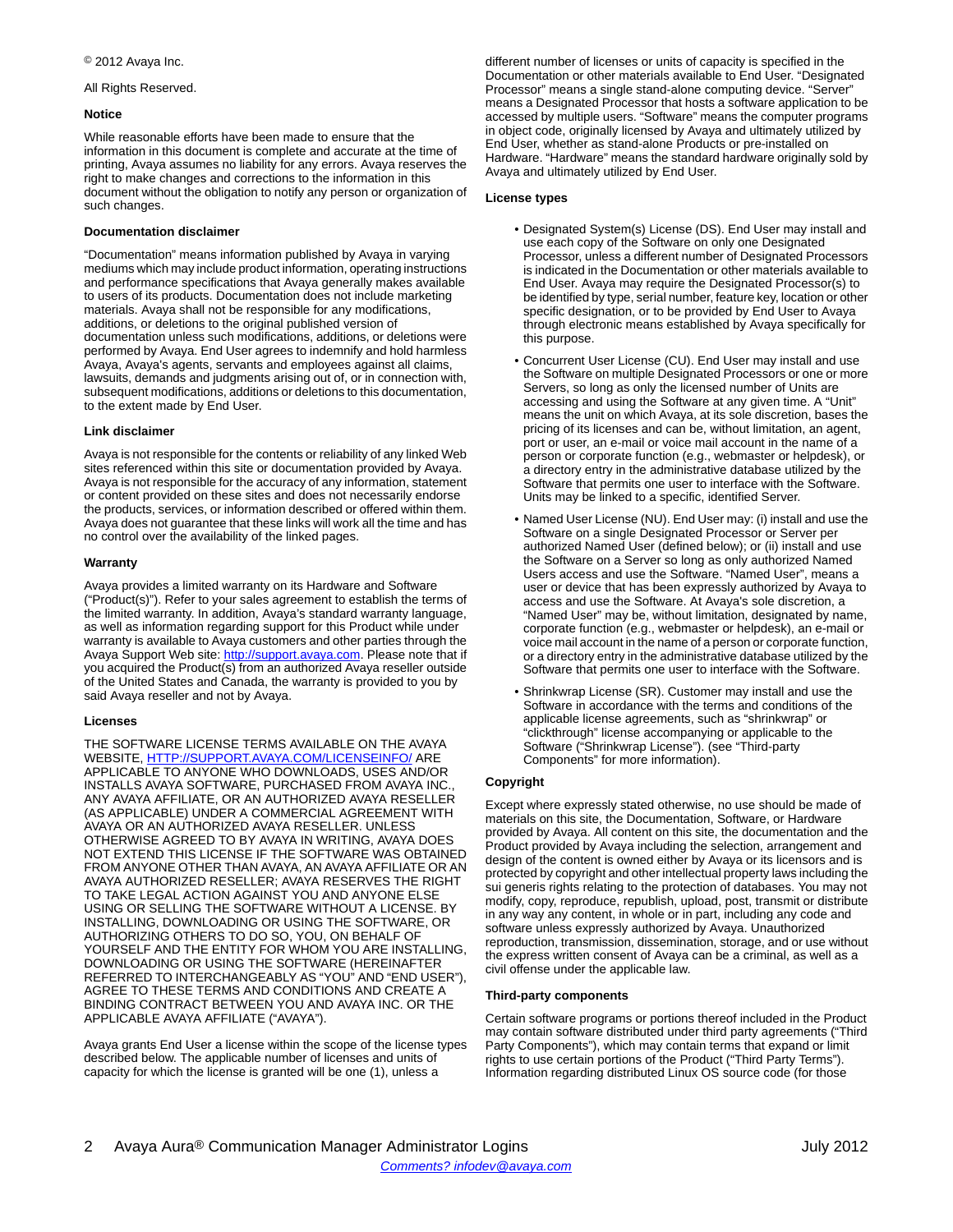© 2012 Avaya Inc.

All Rights Reserved.

**Notice**

While reasonable efforts have been made to ensure that the information in this document is complete and accurate at the time of printing, Avaya assumes no liability for any errors. Avaya reserves the right to make changes and corrections to the information in this document without the obligation to notify any person or organization of such changes.

**Documentation disclaimer**

"Documentation" means information published by Avaya in varying mediums which may include product information, operating instructions and performance specifications that Avaya generally makes available to users of its products. Documentation does not include marketing materials. Avaya shall not be responsible for any modifications, additions, or deletions to the original published version of documentation unless such modifications, additions, or deletions were performed by Avaya. End User agrees to indemnify and hold harmless Avaya, Avaya's agents, servants and employees against all claims, lawsuits, demands and judgments arising out of, or in connection with, subsequent modifications, additions or deletions to this documentation, to the extent made by End User.

**Link disclaimer**

Avaya is not responsible for the contents or reliability of any linked Web sites referenced within this site or documentation provided by Avaya. Avaya is not responsible for the accuracy of any information, statement or content provided on these sites and does not necessarily endorse the products, services, or information described or offered within them. Avaya does not guarantee that these links will work all the time and has no control over the availability of the linked pages.

**Warranty**

Avaya provides a limited warranty on its Hardware and Software ("Product(s)"). Refer to your sales agreement to establish the terms of the limited warranty. In addition, Avaya's standard warranty language, as well as information regarding support for this Product while under warranty is available to Avaya customers and other parties through the Avaya Support Web site: http://support.avaya.com. Please note that if you acquired the Product(s) from an authorized Avaya reseller outside of the United States and Canada, the warranty is provided to you by said Avaya reseller and not by Avaya.

**Licenses**

THE SOFTWARE LICENSE TERMS AVAILABLE ON THE AVAYA WEBSITE, HTTP://SUPPORT.AVAYA.COM/LICENSEINFO/ ARE APPLICABLE TO ANYONE WHO DOWNLOADS, USES AND/OR INSTALLS AVAYA SOFTWARE, PURCHASED FROM AVAYA INC., ANY AVAYA AFFILIATE, OR AN AUTHORIZED AVAYA RESELLER (AS APPLICABLE) UNDER A COMMERCIAL AGREEMENT WITH AVAYA OR AN AUTHORIZED AVAYA RESELLER. UNLESS OTHERWISE AGREED TO BY AVAYA IN WRITING, AVAYA DOES NOT EXTEND THIS LICENSE IF THE SOFTWARE WAS OBTAINED FROM ANYONE OTHER THAN AVAYA, AN AVAYA AFFILIATE OR AN AVAYA AUTHORIZED RESELLER; AVAYA RESERVES THE RIGHT TO TAKE LEGAL ACTION AGAINST YOU AND ANYONE ELSE USING OR SELLING THE SOFTWARE WITHOUT A LICENSE. BY INSTALLING, DOWNLOADING OR USING THE SOFTWARE, OR AUTHORIZING OTHERS TO DO SO, YOU, ON BEHALF OF YOURSELF AND THE ENTITY FOR WHOM YOU ARE INSTALLING, DOWNLOADING OR USING THE SOFTWARE (HEREINAFTER REFERRED TO INTERCHANGEABLY AS "YOU" AND "END USER"), AGREE TO THESE TERMS AND CONDITIONS AND CREATE A BINDING CONTRACT BETWEEN YOU AND AVAYA INC. OR THE APPLICABLE AVAYA AFFILIATE ("AVAYA").

Avaya grants End User a license within the scope of the license types described below. The applicable number of licenses and units of capacity for which the license is granted will be one (1), unless a different number of licenses or units of capacity is specified in the Documentation or other materials available to End User. "Designated Processor" means a single stand-alone computing device. "Server" means a Designated Processor that hosts a software application to be accessed by multiple users. "Software" means the computer programs in object code, originally licensed by Avaya and ultimately utilized by End User, whether as stand-alone Products or pre-installed on Hardware. "Hardware" means the standard hardware originally sold by Avaya and ultimately utilized by End User.

**License types**

- Designated System(s) License (DS). End User may install and use each copy of the Software on only one Designated Processor, unless a different number of Designated Processors is indicated in the Documentation or other materials available to End User. Avaya may require the Designated Processor(s) to be identified by type, serial number, feature key, location or other specific designation, or to be provided by End User to Avaya through electronic means established by Avaya specifically for this purpose.
- Concurrent User License (CU). End User may install and use the Software on multiple Designated Processors or one or more Servers, so long as only the licensed number of Units are accessing and using the Software at any given time. A "Unit" means the unit on which Avaya, at its sole discretion, bases the pricing of its licenses and can be, without limitation, an agent, port or user, an e-mail or voice mail account in the name of a person or corporate function (e.g., webmaster or helpdesk), or a directory entry in the administrative database utilized by the Software that permits one user to interface with the Software. Units may be linked to a specific, identified Server.
- Named User License (NU). End User may: (i) install and use the Software on a single Designated Processor or Server per authorized Named User (defined below); or (ii) install and use the Software on a Server so long as only authorized Named Users access and use the Software. "Named User", means a user or device that has been expressly authorized by Avaya to access and use the Software. At Avaya's sole discretion, a "Named User" may be, without limitation, designated by name, corporate function (e.g., webmaster or helpdesk), an e-mail or voice mail account in the name of a person or corporate function, or a directory entry in the administrative database utilized by the Software that permits one user to interface with the Software.
- Shrinkwrap License (SR). Customer may install and use the Software in accordance with the terms and conditions of the applicable license agreements, such as "shrinkwrap" or "clickthrough" license accompanying or applicable to the Software ("Shrinkwrap License"). (see "Third-party Components" for more information).

**Copyright**

Except where expressly stated otherwise, no use should be made of materials on this site, the Documentation, Software, or Hardware provided by Avaya. All content on this site, the documentation and the Product provided by Avaya including the selection, arrangement and design of the content is owned either by Avaya or its licensors and is protected by copyright and other intellectual property laws including the sui generis rights relating to the protection of databases. You may not modify, copy, reproduce, republish, upload, post, transmit or distribute in any way any content, in whole or in part, including any code and software unless expressly authorized by Avaya. Unauthorized reproduction, transmission, dissemination, storage, and or use without the express written consent of Avaya can be a criminal, as well as a civil offense under the applicable law.

**Third-party components**

Certain software programs or portions thereof included in the Product may contain software distributed under third party agreements ("Third Party Components"), which may contain terms that expand or limit rights to use certain portions of the Product ("Third Party Terms"). Information regarding distributed Linux OS source code (for those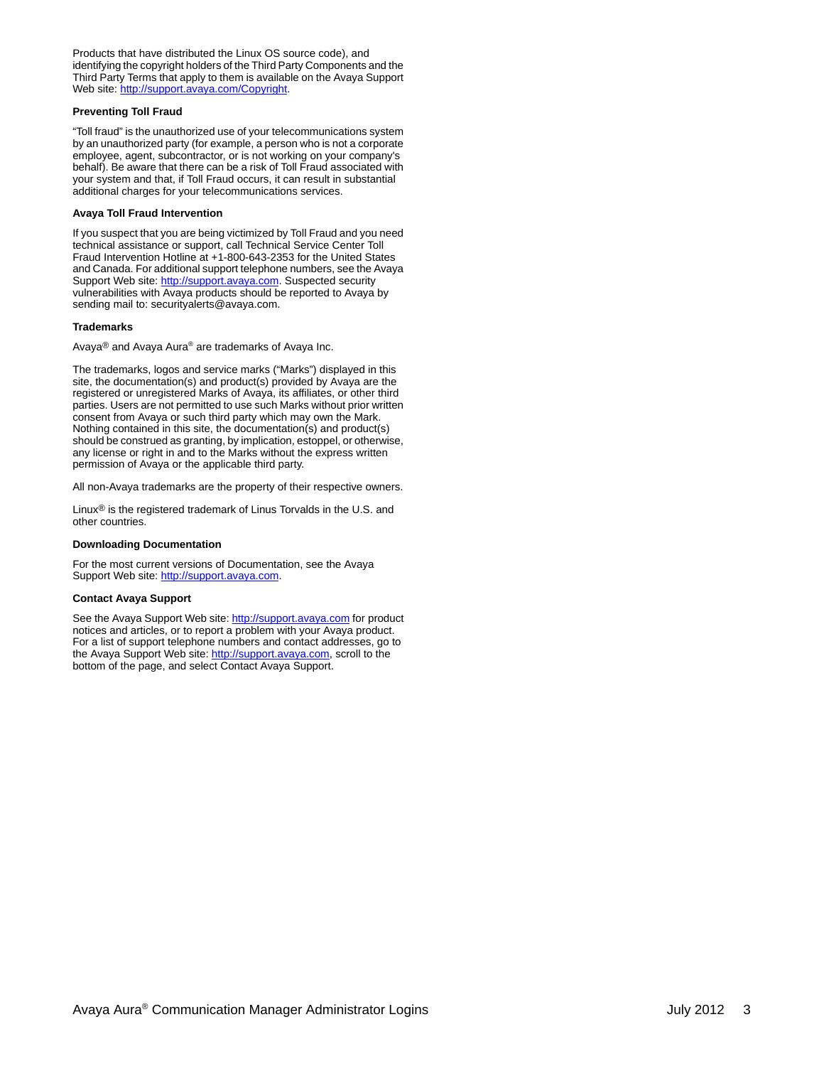Products that have distributed the Linux OS source code), and identifying the copyright holders of the Third Party Components and the Third Party Terms that apply to them is available on the Avaya Support Web site: http://support.avaya.com/Copyright.

**Preventing Toll Fraud**

"Toll fraud" is the unauthorized use of your telecommunications system by an unauthorized party (for example, a person who is not a corporate employee, agent, subcontractor, or is not working on your company's behalf). Be aware that there can be a risk of Toll Fraud associated with your system and that, if Toll Fraud occurs, it can result in substantial additional charges for your telecommunications services.

**Avaya Toll Fraud Intervention**

If you suspect that you are being victimized by Toll Fraud and you need technical assistance or support, call Technical Service Center Toll Fraud Intervention Hotline at +1-800-643-2353 for the United States and Canada. For additional support telephone numbers, see the Avaya Support Web site: http://support.avaya.com. Suspected security vulnerabilities with Avaya products should be reported to Avaya by sending mail to: securityalerts@avaya.com.

**Trademarks**

Avaya® and Avaya Aura® are trademarks of Avaya Inc.

The trademarks, logos and service marks ("Marks") displayed in this site, the documentation(s) and product(s) provided by Avaya are the registered or unregistered Marks of Avaya, its affiliates, or other third parties. Users are not permitted to use such Marks without prior written consent from Avaya or such third party which may own the Mark. Nothing contained in this site, the documentation(s) and product(s) should be construed as granting, by implication, estoppel, or otherwise, any license or right in and to the Marks without the express written permission of Avaya or the applicable third party.

All non-Avaya trademarks are the property of their respective owners.

Linux® is the registered trademark of Linus Torvalds in the U.S. and other countries.

**Downloading Documentation**

For the most current versions of Documentation, see the Avaya Support Web site: http://support.avaya.com.

**Contact Avaya Support**

See the Avaya Support Web site: http://support.avaya.com for product notices and articles, or to report a problem with your Avaya product. For a list of support telephone numbers and contact addresses, go to the Avaya Support Web site: http://support.avaya.com, scroll to the bottom of the page, and select Contact Avaya Support.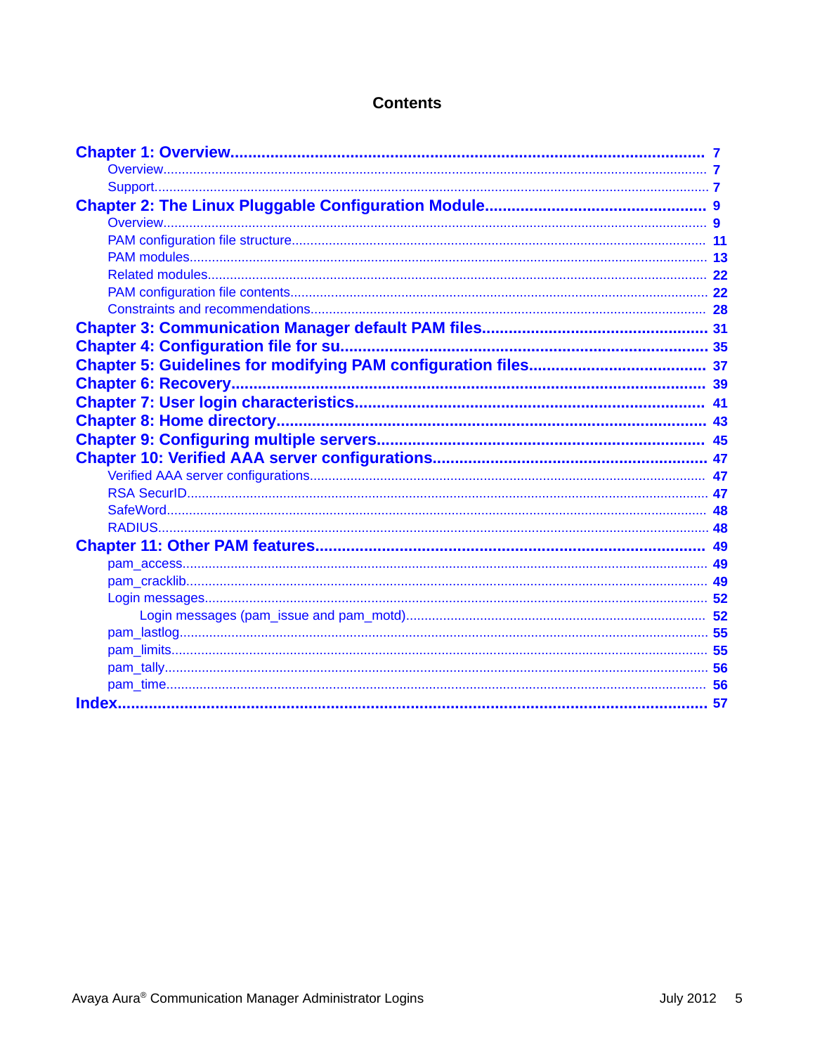# Contents

**Chapter 1: Overview** ........................................................ 7
- Overview ........................................................ 7
- Support ........................................................ 7

**Chapter 2: The Linux Pluggable Configuration Module** ........................................................ 9
- Overview ........................................................ 9
- PAM configuration file structure ........................................................ 11
- PAM modules ........................................................ 13
- Related modules ........................................................ 22
- PAM configuration file contents ........................................................ 22
- Constraints and recommendations ........................................................ 28

**Chapter 3: Communication Manager default PAM files** ........................................................ 31

**Chapter 4: Configuration file for su** ........................................................ 35

**Chapter 5: Guidelines for modifying PAM configuration files** ........................................................ 37

**Chapter 6: Recovery** ........................................................ 39

**Chapter 7: User login characteristics** ........................................................ 41

**Chapter 8: Home directory** ........................................................ 43

**Chapter 9: Configuring multiple servers** ........................................................ 45

**Chapter 10: Verified AAA server configurations** ........................................................ 47
- Verified AAA server configurations ........................................................ 47
- RSA SecurID ........................................................ 47
- SafeWord ........................................................ 48
- RADIUS ........................................................ 48

**Chapter 11: Other PAM features** ........................................................ 49
- pam_access ........................................................ 49
- pam_cracklib ........................................................ 49
- Login messages ........................................................ 52
  - Login messages (pam_issue and pam_motd) ........................................................ 52
- pam_lastlog ........................................................ 55
- pam_limits ........................................................ 55
- pam_tally ........................................................ 56
- pam_time ........................................................ 56

**Index** ........................................................ 57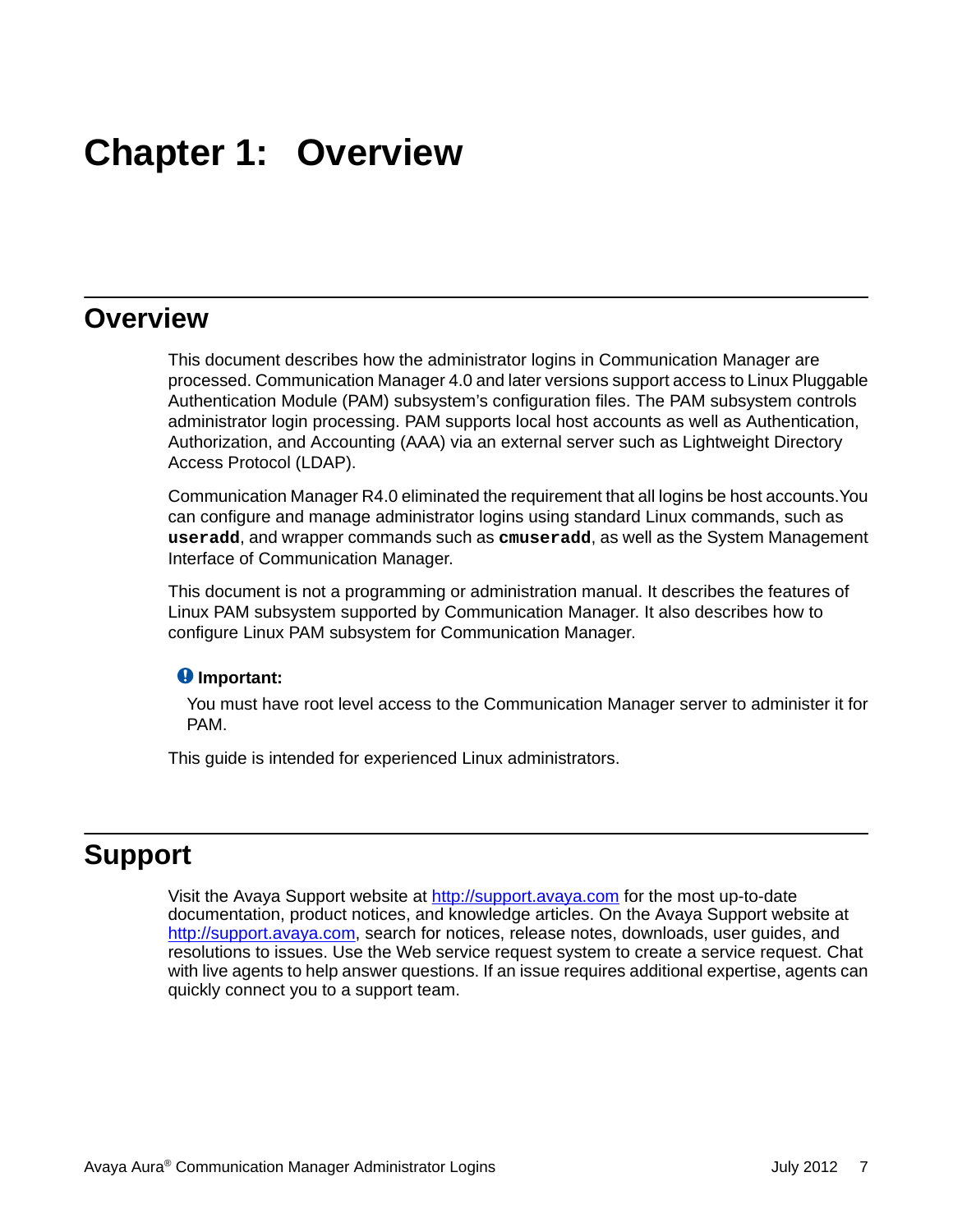# Chapter 1: Overview

## Overview

This document describes how the administrator logins in Communication Manager are processed. Communication Manager 4.0 and later versions support access to Linux Pluggable Authentication Module (PAM) subsystem's configuration files. The PAM subsystem controls administrator login processing. PAM supports local host accounts as well as Authentication, Authorization, and Accounting (AAA) via an external server such as Lightweight Directory Access Protocol (LDAP).

Communication Manager R4.0 eliminated the requirement that all logins be host accounts. You can configure and manage administrator logins using standard Linux commands, such as **`useradd`**, and wrapper commands such as **`cmuseradd`**, as well as the System Management Interface of Communication Manager.

This document is not a programming or administration manual. It describes the features of Linux PAM subsystem supported by Communication Manager. It also describes how to configure Linux PAM subsystem for Communication Manager.

> **Important:**
>
> You must have root level access to the Communication Manager server to administer it for PAM.

This guide is intended for experienced Linux administrators.

## Support

Visit the Avaya Support website at http://support.avaya.com for the most up-to-date documentation, product notices, and knowledge articles. On the Avaya Support website at http://support.avaya.com, search for notices, release notes, downloads, user guides, and resolutions to issues. Use the Web service request system to create a service request. Chat with live agents to help answer questions. If an issue requires additional expertise, agents can quickly connect you to a support team.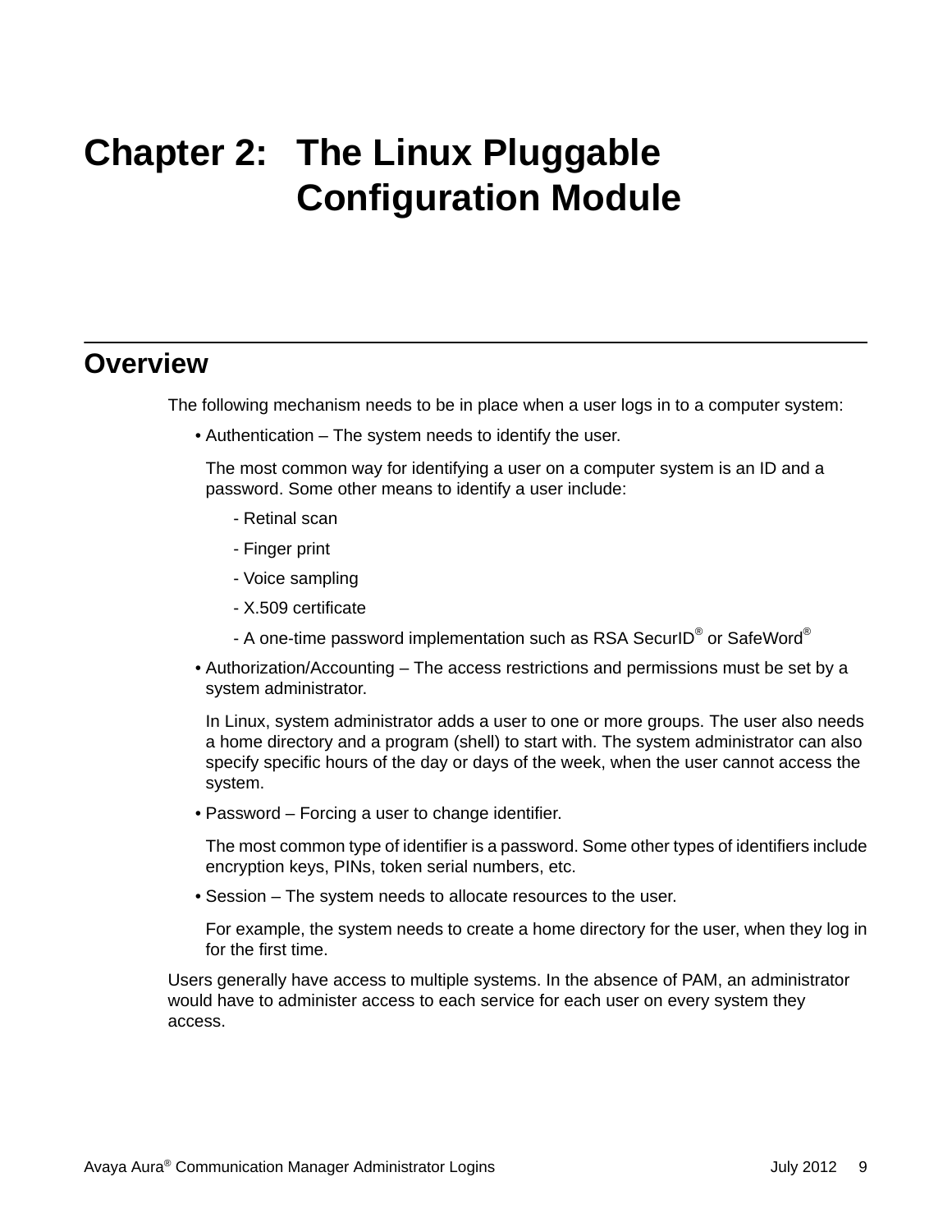# Chapter 2: The Linux Pluggable Configuration Module

## Overview

The following mechanism needs to be in place when a user logs in to a computer system:

- Authentication – The system needs to identify the user.

  The most common way for identifying a user on a computer system is an ID and a password. Some other means to identify a user include:

  - Retinal scan
  - Finger print
  - Voice sampling
  - X.509 certificate
  - A one-time password implementation such as RSA SecurID® or SafeWord®

- Authorization/Accounting – The access restrictions and permissions must be set by a system administrator.

  In Linux, system administrator adds a user to one or more groups. The user also needs a home directory and a program (shell) to start with. The system administrator can also specify specific hours of the day or days of the week, when the user cannot access the system.

- Password – Forcing a user to change identifier.

  The most common type of identifier is a password. Some other types of identifiers include encryption keys, PINs, token serial numbers, etc.

- Session – The system needs to allocate resources to the user.

  For example, the system needs to create a home directory for the user, when they log in for the first time.

Users generally have access to multiple systems. In the absence of PAM, an administrator would have to administer access to each service for each user on every system they access.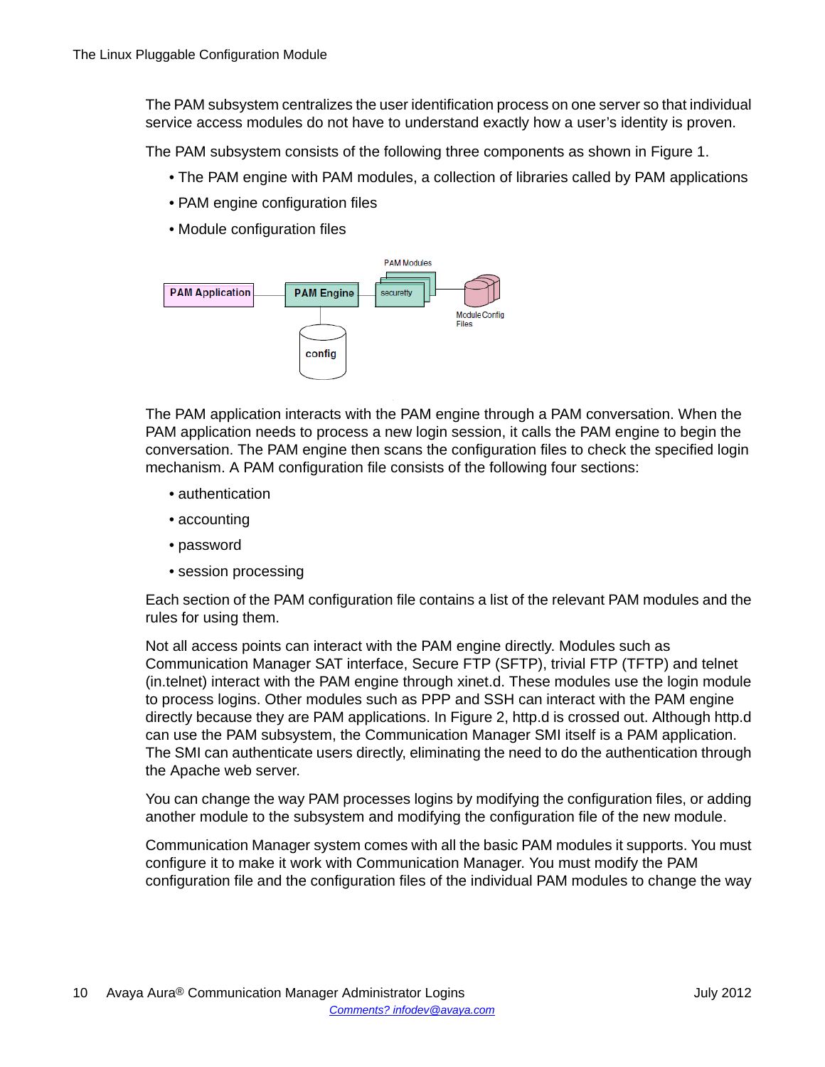The PAM subsystem centralizes the user identification process on one server so that individual service access modules do not have to understand exactly how a user's identity is proven.

The PAM subsystem consists of the following three components as shown in Figure 1.

- The PAM engine with PAM modules, a collection of libraries called by PAM applications
- PAM engine configuration files
- Module configuration files

The PAM application interacts with the PAM engine through a PAM conversation. When the PAM application needs to process a new login session, it calls the PAM engine to begin the conversation. The PAM engine then scans the configuration files to check the specified login mechanism. A PAM configuration file consists of the following four sections:

- authentication
- accounting
- password
- session processing

Each section of the PAM configuration file contains a list of the relevant PAM modules and the rules for using them.

Not all access points can interact with the PAM engine directly. Modules such as Communication Manager SAT interface, Secure FTP (SFTP), trivial FTP (TFTP) and telnet (in.telnet) interact with the PAM engine through xinet.d. These modules use the login module to process logins. Other modules such as PPP and SSH can interact with the PAM engine directly because they are PAM applications. In Figure 2, http.d is crossed out. Although http.d can use the PAM subsystem, the Communication Manager SMI itself is a PAM application. The SMI can authenticate users directly, eliminating the need to do the authentication through the Apache web server.

You can change the way PAM processes logins by modifying the configuration files, or adding another module to the subsystem and modifying the configuration file of the new module.

Communication Manager system comes with all the basic PAM modules it supports. You must configure it to make it work with Communication Manager. You must modify the PAM configuration file and the configuration files of the individual PAM modules to change the way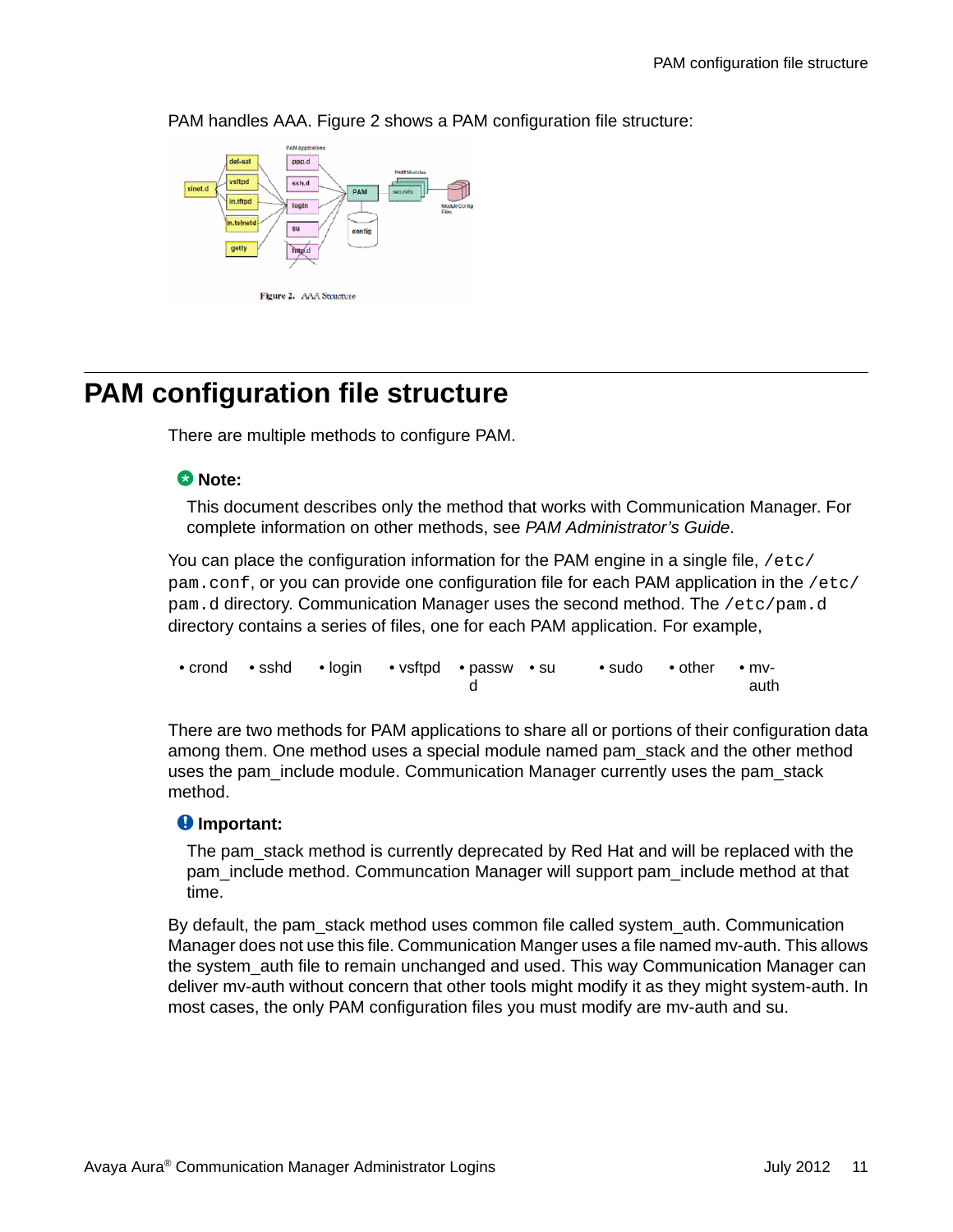PAM handles AAA. Figure 2 shows a PAM configuration file structure:

Figure 2. AAA Structure

## PAM configuration file structure

There are multiple methods to configure PAM.

**Note:**

This document describes only the method that works with Communication Manager. For complete information on other methods, see *PAM Administrator's Guide*.

You can place the configuration information for the PAM engine in a single file, `/etc/pam.conf`, or you can provide one configuration file for each PAM application in the `/etc/pam.d` directory. Communication Manager uses the second method. The `/etc/pam.d` directory contains a series of files, one for each PAM application. For example,

- crond
- sshd
- login
- vsftpd
- passwd
- su
- sudo
- other
- mv-auth

There are two methods for PAM applications to share all or portions of their configuration data among them. One method uses a special module named pam_stack and the other method uses the pam_include module. Communication Manager currently uses the pam_stack method.

**Important:**

The pam_stack method is currently deprecated by Red Hat and will be replaced with the pam_include method. Communcation Manager will support pam_include method at that time.

By default, the pam_stack method uses common file called system_auth. Communication Manager does not use this file. Communication Manger uses a file named mv-auth. This allows the system_auth file to remain unchanged and used. This way Communication Manager can deliver mv-auth without concern that other tools might modify it as they might system-auth. In most cases, the only PAM configuration files you must modify are mv-auth and su.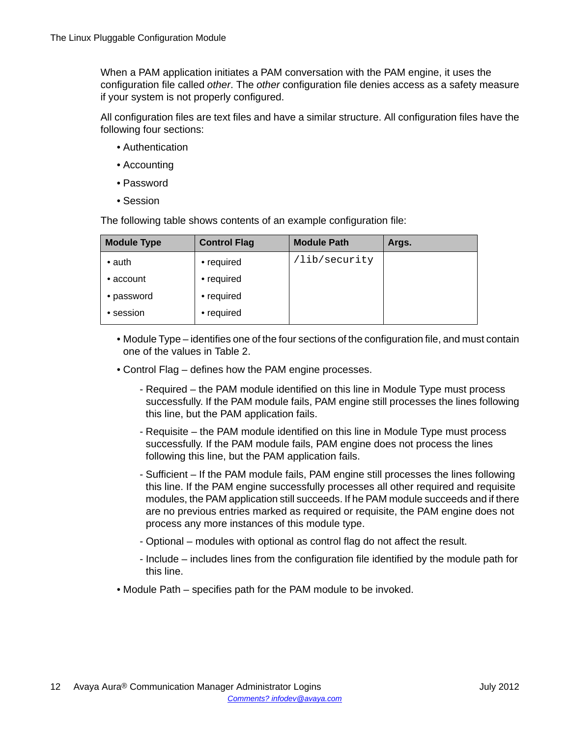When a PAM application initiates a PAM conversation with the PAM engine, it uses the configuration file called *other*. The *other* configuration file denies access as a safety measure if your system is not properly configured.

All configuration files are text files and have a similar structure. All configuration files have the following four sections:

- Authentication
- Accounting
- Password
- Session

The following table shows contents of an example configuration file:

| Module Type | Control Flag | Module Path | Args. |
| --- | --- | --- | --- |
| • auth | • required | `/lib/security` | |
| • account | • required | | |
| • password | • required | | |
| • session | • required | | |

- Module Type – identifies one of the four sections of the configuration file, and must contain one of the values in Table 2.
- Control Flag – defines how the PAM engine processes.
  - Required – the PAM module identified on this line in Module Type must process successfully. If the PAM module fails, PAM engine still processes the lines following this line, but the PAM application fails.
  - Requisite – the PAM module identified on this line in Module Type must process successfully. If the PAM module fails, PAM engine does not process the lines following this line, but the PAM application fails.
  - Sufficient – If the PAM module fails, PAM engine still processes the lines following this line. If the PAM engine successfully processes all other required and requisite modules, the PAM application still succeeds. If he PAM module succeeds and if there are no previous entries marked as required or requisite, the PAM engine does not process any more instances of this module type.
  - Optional – modules with optional as control flag do not affect the result.
  - Include – includes lines from the configuration file identified by the module path for this line.
- Module Path – specifies path for the PAM module to be invoked.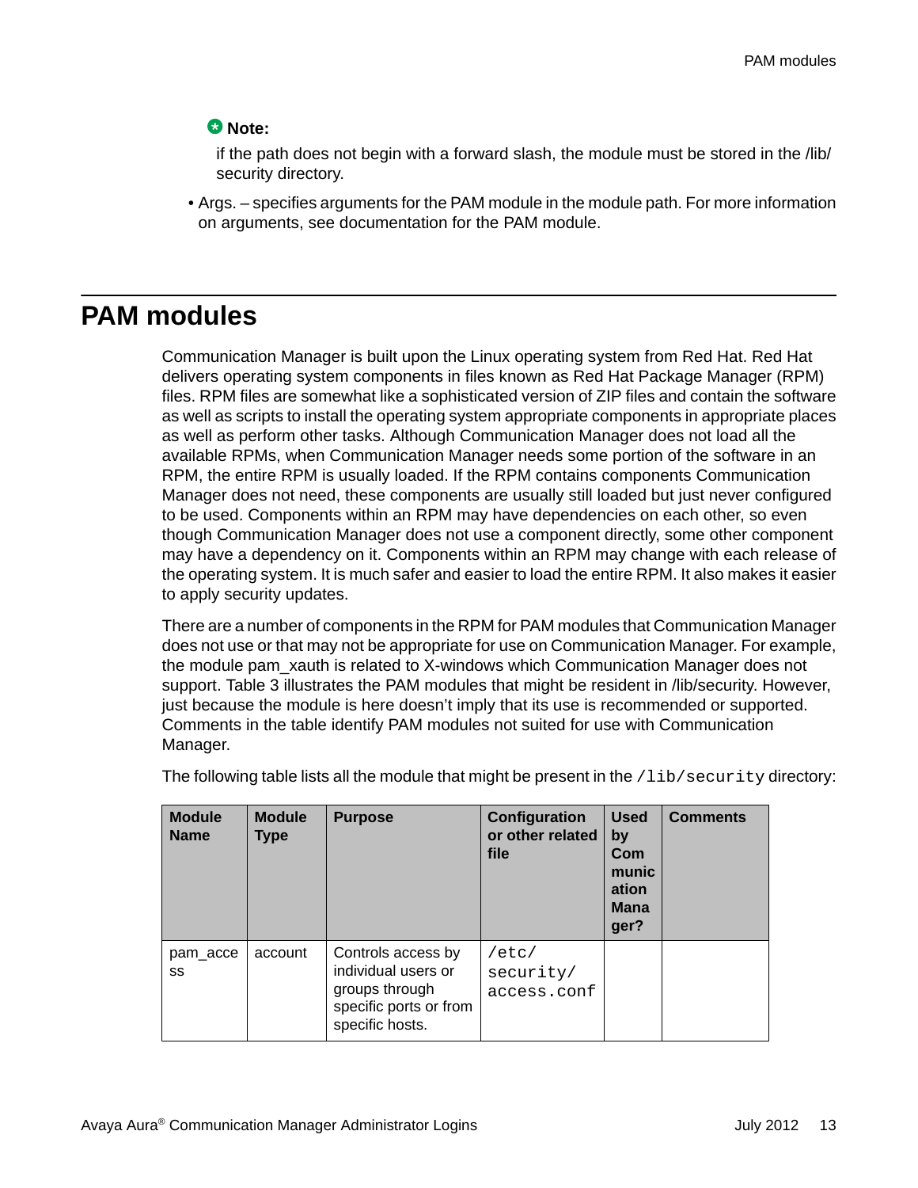**Note:**

if the path does not begin with a forward slash, the module must be stored in the /lib/security directory.

- Args. – specifies arguments for the PAM module in the module path. For more information on arguments, see documentation for the PAM module.

## PAM modules

Communication Manager is built upon the Linux operating system from Red Hat. Red Hat delivers operating system components in files known as Red Hat Package Manager (RPM) files. RPM files are somewhat like a sophisticated version of ZIP files and contain the software as well as scripts to install the operating system appropriate components in appropriate places as well as perform other tasks. Although Communication Manager does not load all the available RPMs, when Communication Manager needs some portion of the software in an RPM, the entire RPM is usually loaded. If the RPM contains components Communication Manager does not need, these components are usually still loaded but just never configured to be used. Components within an RPM may have dependencies on each other, so even though Communication Manager does not use a component directly, some other component may have a dependency on it. Components within an RPM may change with each release of the operating system. It is much safer and easier to load the entire RPM. It also makes it easier to apply security updates.

There are a number of components in the RPM for PAM modules that Communication Manager does not use or that may not be appropriate for use on Communication Manager. For example, the module pam_xauth is related to X-windows which Communication Manager does not support. Table 3 illustrates the PAM modules that might be resident in /lib/security. However, just because the module is here doesn't imply that its use is recommended or supported. Comments in the table identify PAM modules not suited for use with Communication Manager.

The following table lists all the module that might be present in the `/lib/security` directory:

| Module Name | Module Type | Purpose | Configuration or other related file | Used by Communication Manager? | Comments |
|---|---|---|---|---|---|
| pam_access | account | Controls access by individual users or groups through specific ports or from specific hosts. | `/etc/security/access.conf` | | |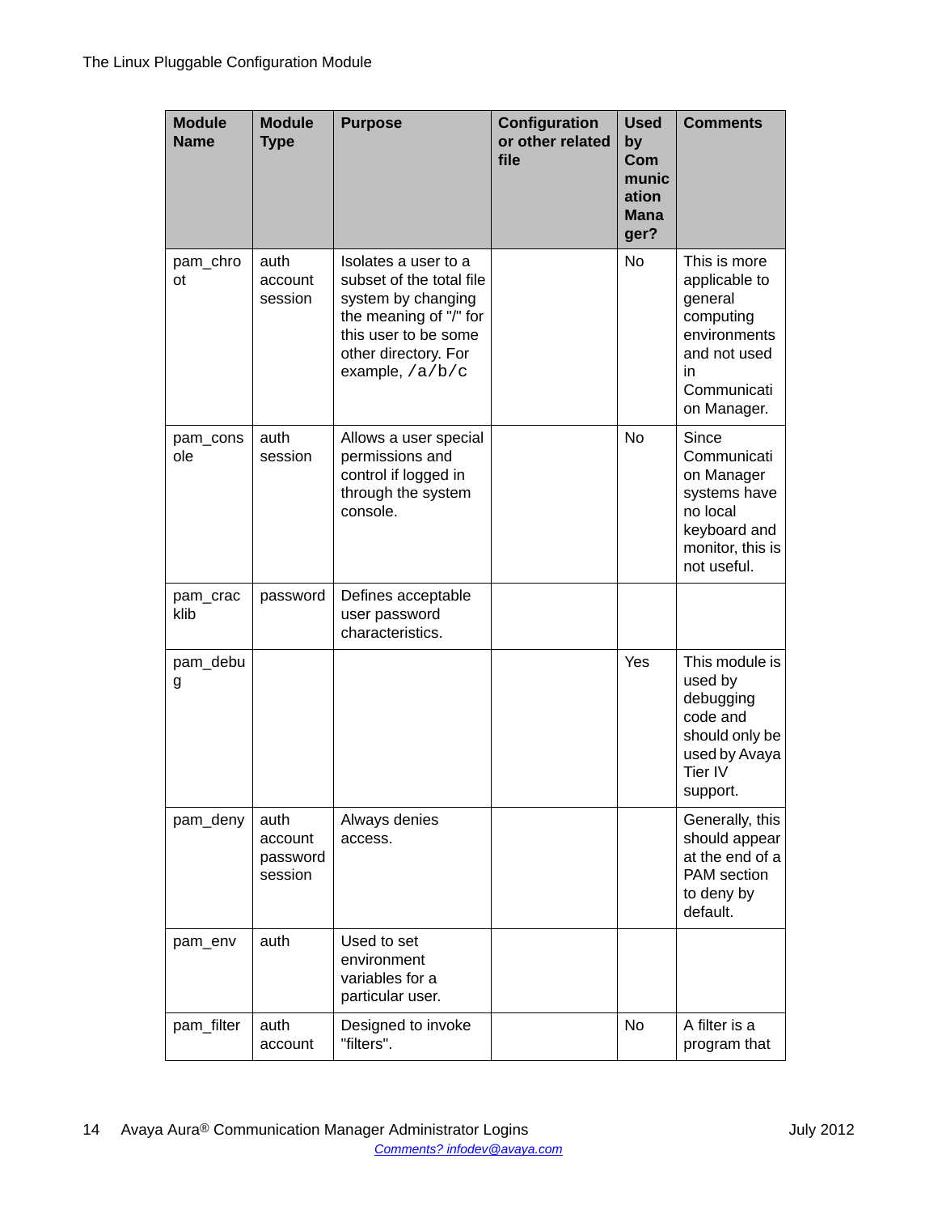| Module Name | Module Type | Purpose | Configuration or other related file | Used by Communication Manager? | Comments |
|---|---|---|---|---|---|
| pam_chroot | auth account session | Isolates a user to a subset of the total file system by changing the meaning of "/" for this user to be some other directory. For example, `/a/b/c` | | No | This is more applicable to general computing environments and not used in Communication Manager. |
| pam_console | auth session | Allows a user special permissions and control if logged in through the system console. | | No | Since Communication Manager systems have no local keyboard and monitor, this is not useful. |
| pam_cracklib | password | Defines acceptable user password characteristics. | | | |
| pam_debug | | | | Yes | This module is used by debugging code and should only be used by Avaya Tier IV support. |
| pam_deny | auth account password session | Always denies access. | | | Generally, this should appear at the end of a PAM section to deny by default. |
| pam_env | auth | Used to set environment variables for a particular user. | | | |
| pam_filter | auth account | Designed to invoke "filters". | | No | A filter is a program that |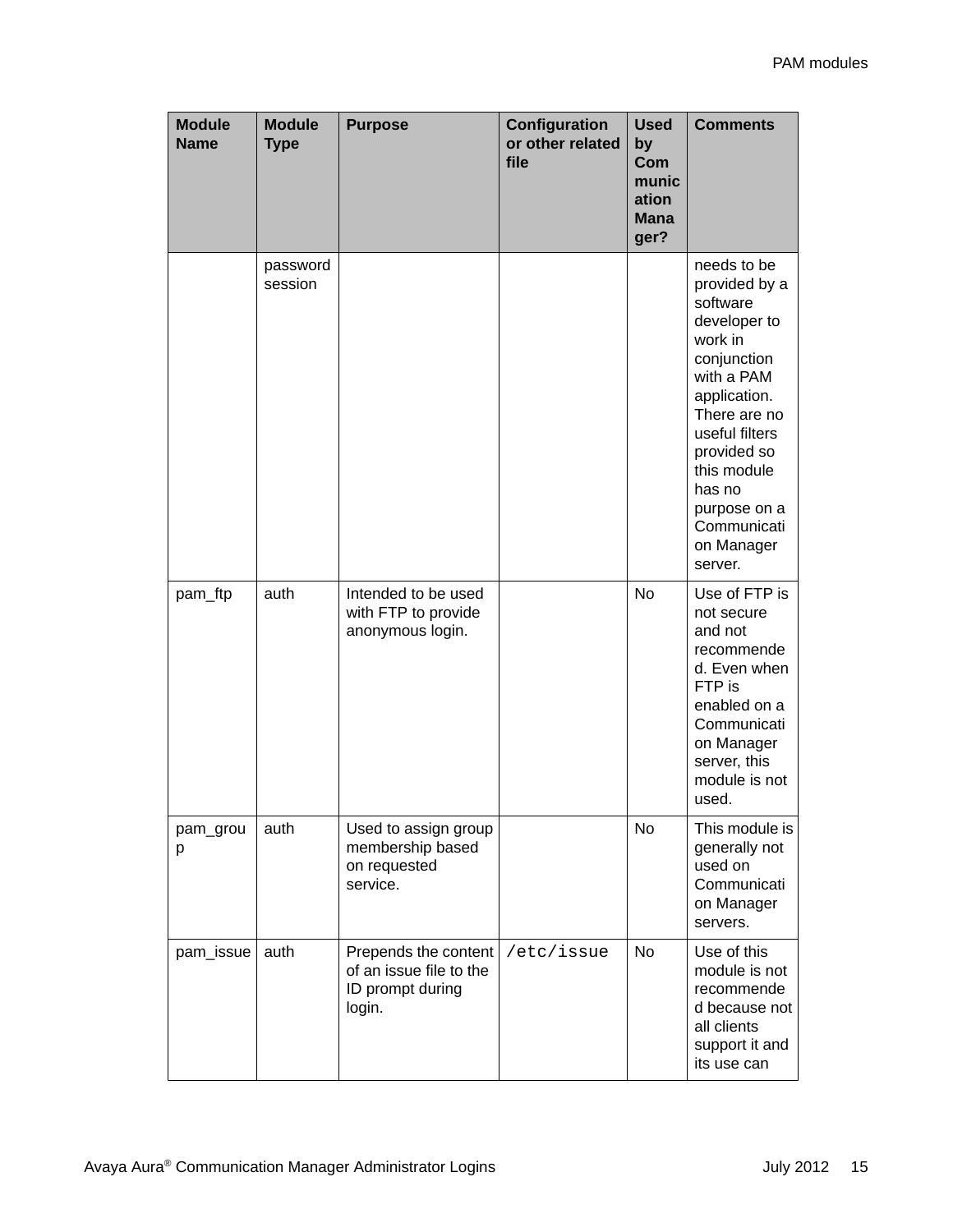| Module Name | Module Type | Purpose | Configuration or other related file | Used by Communication Manager? | Comments |
|---|---|---|---|---|---|
| | password session | | | | needs to be provided by a software developer to work in conjunction with a PAM application. There are no useful filters provided so this module has no purpose on a Communication Manager server. |
| pam_ftp | auth | Intended to be used with FTP to provide anonymous login. | | No | Use of FTP is not secure and not recommended. Even when FTP is enabled on a Communication Manager server, this module is not used. |
| pam_group | auth | Used to assign group membership based on requested service. | | No | This module is generally not used on Communication Manager servers. |
| pam_issue | auth | Prepends the content of an issue file to the ID prompt during login. | `/etc/issue` | No | Use of this module is not recommended because not all clients support it and its use can |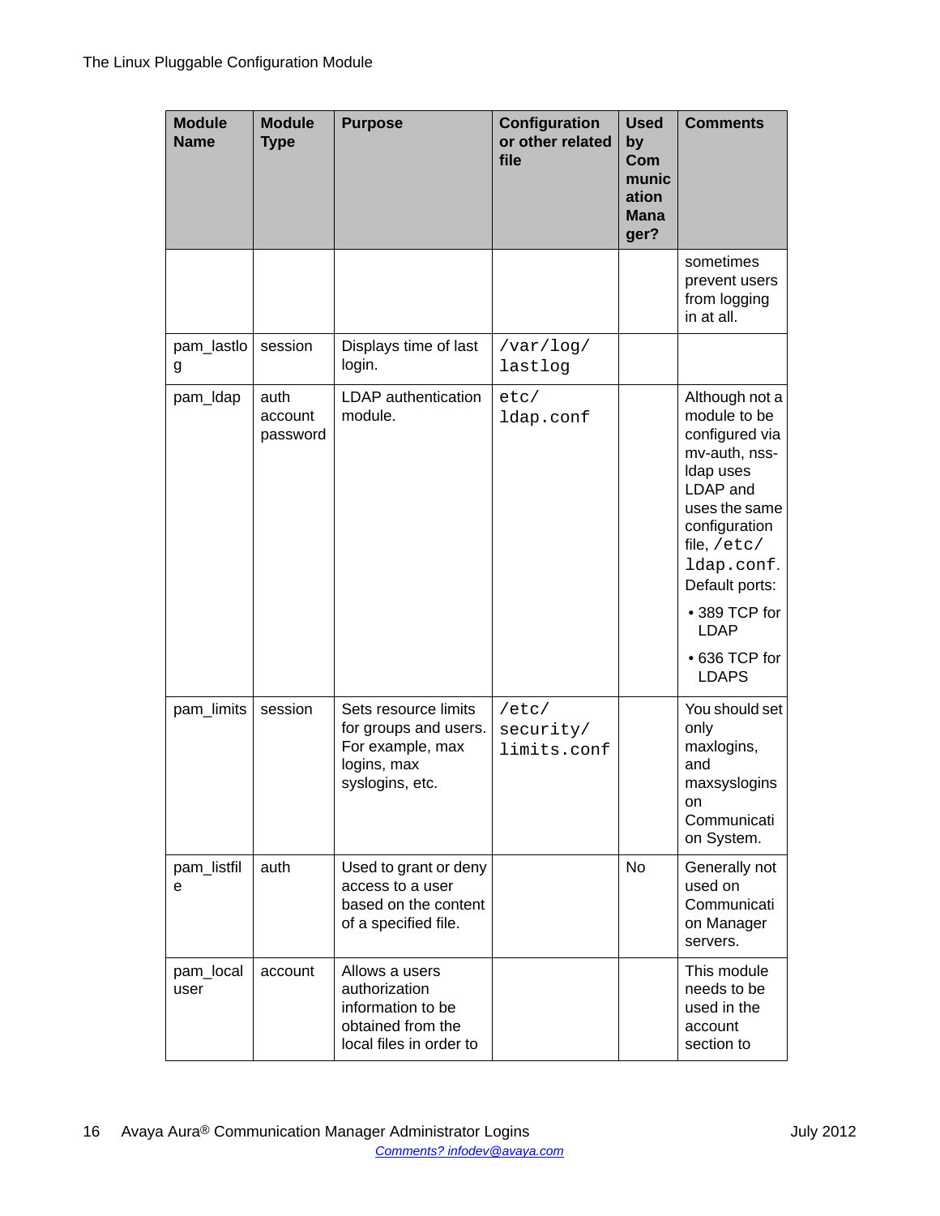| Module Name | Module Type | Purpose | Configuration or other related file | Used by Communication Manager? | Comments |
|---|---|---|---|---|---|
| | | | | | sometimes prevent users from logging in at all. |
| pam_lastlog | session | Displays time of last login. | `/var/log/lastlog` | | |
| pam_ldap | auth account password | LDAP authentication module. | `etc/ldap.conf` | | Although not a module to be configured via mv-auth, nss-ldap uses LDAP and uses the same configuration file, `/etc/ldap.conf`. Default ports: • 389 TCP for LDAP • 636 TCP for LDAPS |
| pam_limits | session | Sets resource limits for groups and users. For example, max logins, max syslogins, etc. | `/etc/security/limits.conf` | | You should set only maxlogins, and maxsyslogins on Communication System. |
| pam_listfile | auth | Used to grant or deny access to a user based on the content of a specified file. | | No | Generally not used on Communication Manager servers. |
| pam_localuser | account | Allows a users authorization information to be obtained from the local files in order to | | | This module needs to be used in the account section to |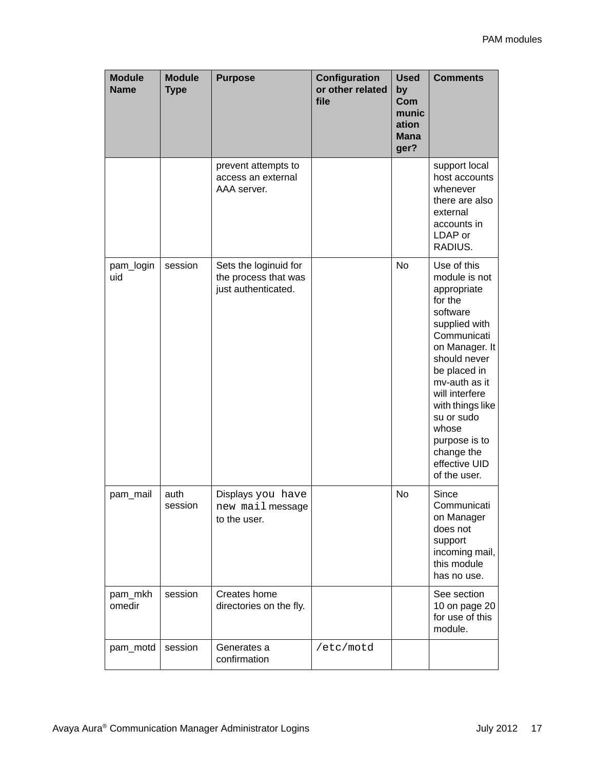| Module Name | Module Type | Purpose | Configuration or other related file | Used by Communication Manager? | Comments |
|---|---|---|---|---|---|
| | | prevent attempts to access an external AAA server. | | | support local host accounts whenever there are also external accounts in LDAP or RADIUS. |
| pam_loginuid | session | Sets the loginuid for the process that was just authenticated. | | No | Use of this module is not appropriate for the software supplied with Communication Manager. It should never be placed in mv-auth as it will interfere with things like su or sudo whose purpose is to change the effective UID of the user. |
| pam_mail | auth session | Displays `you have new mail` message to the user. | | No | Since Communication Manager does not support incoming mail, this module has no use. |
| pam_mkhomedir | session | Creates home directories on the fly. | | | See section 10 on page 20 for use of this module. |
| pam_motd | session | Generates a confirmation | `/etc/motd` | | |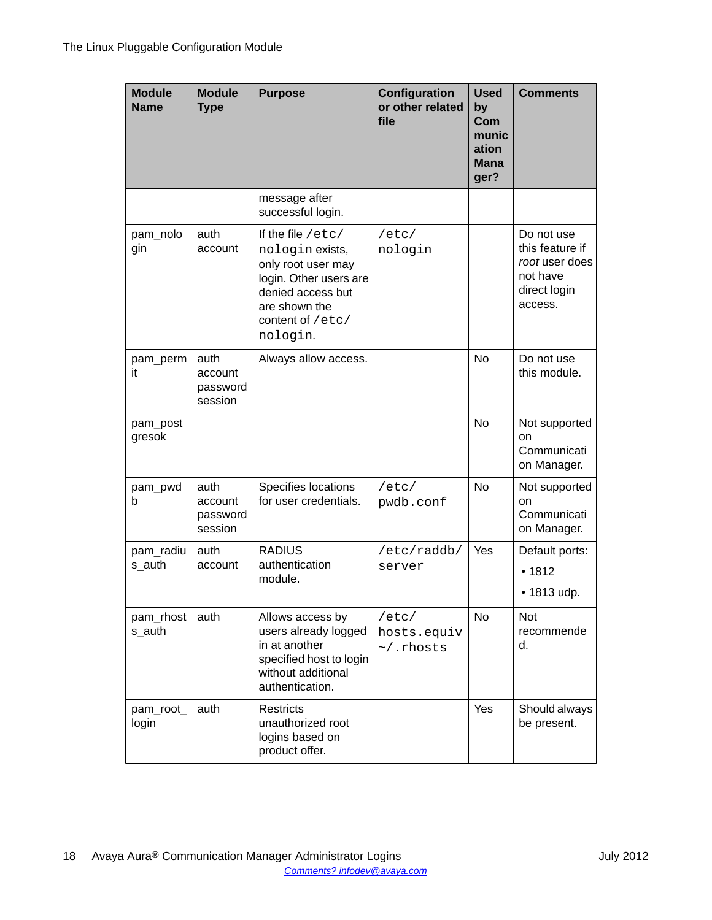| Module Name | Module Type | Purpose | Configuration or other related file | Used by Communication Manager? | Comments |
|---|---|---|---|---|---|
| | | message after successful login. | | | |
| pam_nologin | auth account | If the file `/etc/nologin` exists, only root user may login. Other users are denied access but are shown the content of `/etc/nologin`. | `/etc/nologin` | | Do not use this feature if *root* user does not have direct login access. |
| pam_permit | auth account password session | Always allow access. | | No | Do not use this module. |
| pam_postgresok | | | | No | Not supported on Communication Manager. |
| pam_pwdb | auth account password session | Specifies locations for user credentials. | `/etc/pwdb.conf` | No | Not supported on Communication Manager. |
| pam_radius_auth | auth account | RADIUS authentication module. | `/etc/raddb/server` | Yes | Default ports: • 1812 • 1813 udp. |
| pam_rhosts_auth | auth | Allows access by users already logged in at another specified host to login without additional authentication. | `/etc/hosts.equiv` `~/.rhosts` | No | Not recommended. |
| pam_root_login | auth | Restricts unauthorized root logins based on product offer. | | Yes | Should always be present. |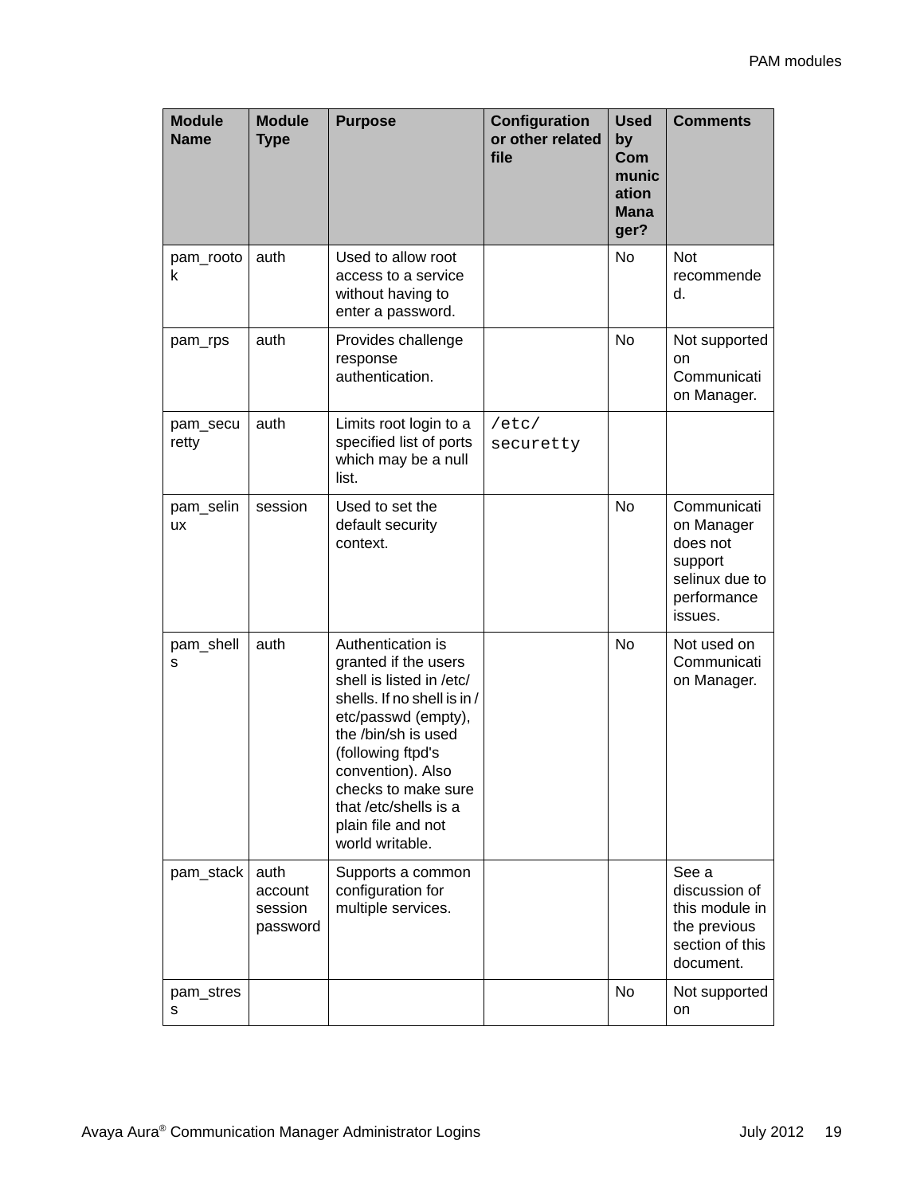| Module Name | Module Type | Purpose | Configuration or other related file | Used by Communication Manager? | Comments |
|---|---|---|---|---|---|
| pam_rootok | auth | Used to allow root access to a service without having to enter a password. | | No | Not recommended. |
| pam_rps | auth | Provides challenge response authentication. | | No | Not supported on Communication Manager. |
| pam_securetty | auth | Limits root login to a specified list of ports which may be a null list. | `/etc/securetty` | | |
| pam_selinux | session | Used to set the default security context. | | No | Communication Manager does not support selinux due to performance issues. |
| pam_shells | auth | Authentication is granted if the users shell is listed in /etc/shells. If no shell is in /etc/passwd (empty), the /bin/sh is used (following ftpd's convention). Also checks to make sure that /etc/shells is a plain file and not world writable. | | No | Not used on Communication Manager. |
| pam_stack | auth account session password | Supports a common configuration for multiple services. | | | See a discussion of this module in the previous section of this document. |
| pam_stress | | | | No | Not supported on |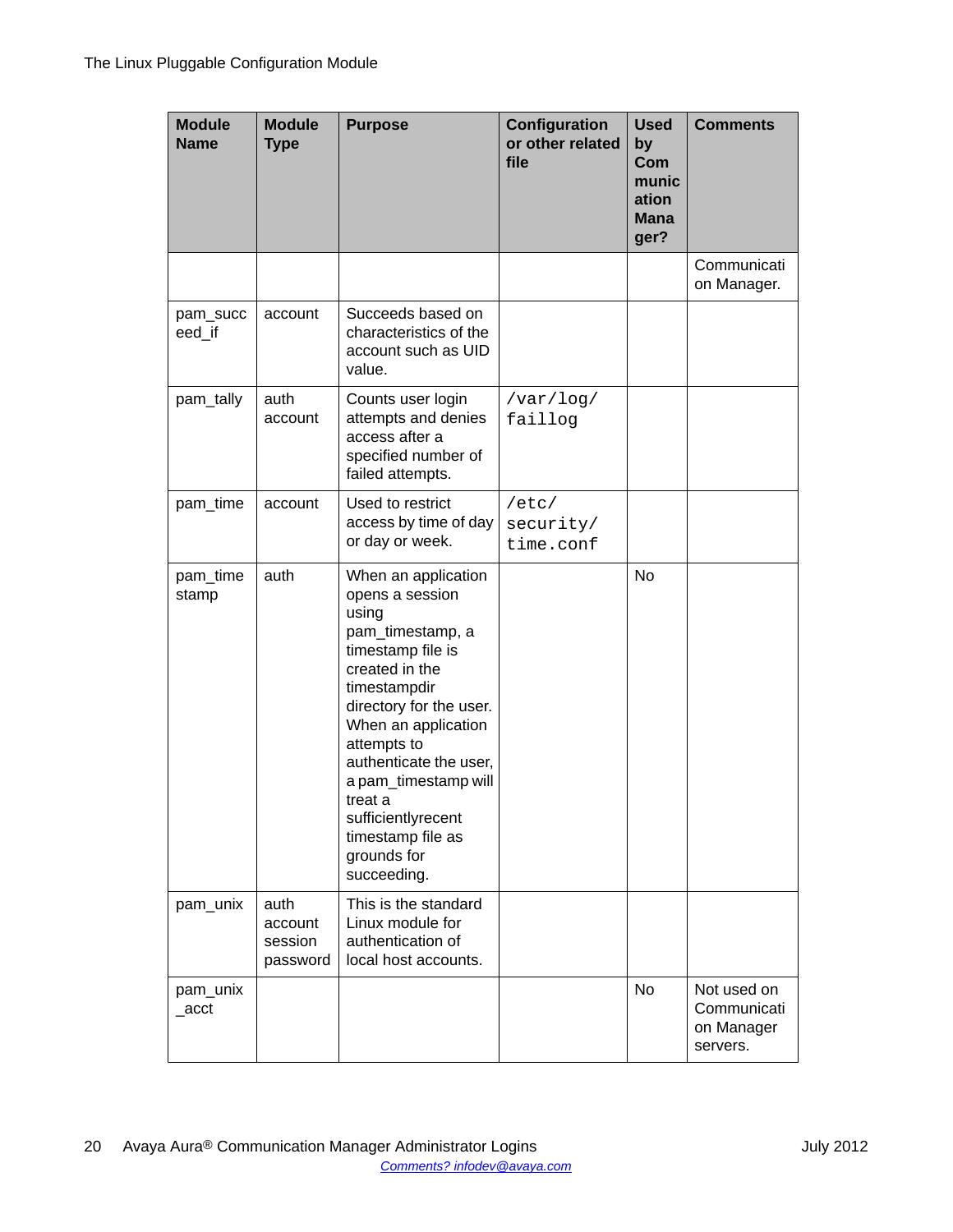| Module Name | Module Type | Purpose | Configuration or other related file | Used by Communication Manager? | Comments |
|---|---|---|---|---|---|
| | | | | | Communication Manager. |
| pam_succeed_if | account | Succeeds based on characteristics of the account such as UID value. | | | |
| pam_tally | auth account | Counts user login attempts and denies access after a specified number of failed attempts. | `/var/log/faillog` | | |
| pam_time | account | Used to restrict access by time of day or day or week. | `/etc/security/time.conf` | | |
| pam_timestamp | auth | When an application opens a session using pam_timestamp, a timestamp file is created in the timestampdir directory for the user. When an application attempts to authenticate the user, a pam_timestamp will treat a sufficientlyrecent timestamp file as grounds for succeeding. | | No | |
| pam_unix | auth account session password | This is the standard Linux module for authentication of local host accounts. | | | |
| pam_unix_acct | | | | No | Not used on Communication Manager servers. |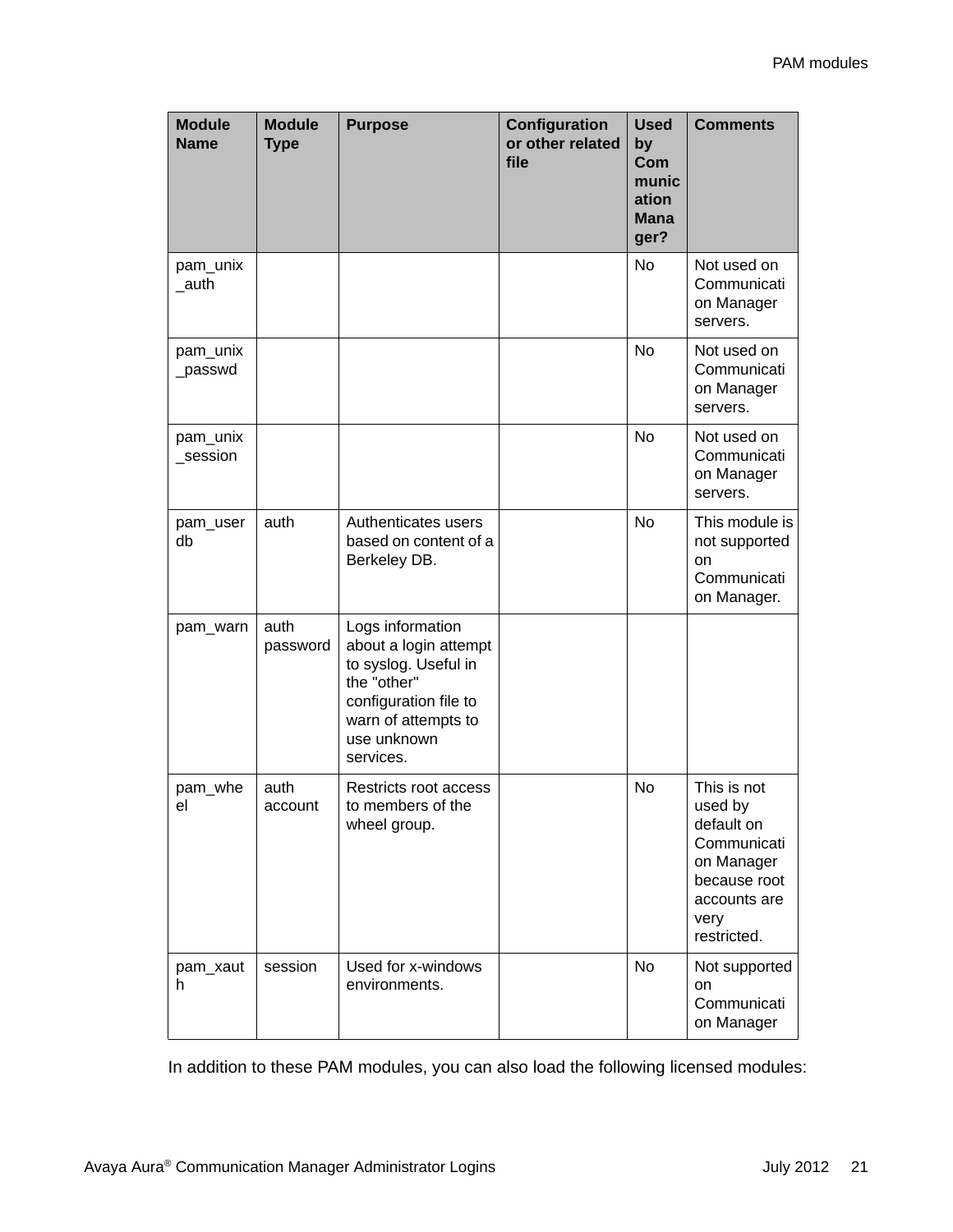| Module Name | Module Type | Purpose | Configuration or other related file | Used by Communication Manager? | Comments |
|---|---|---|---|---|---|
| pam_unix_auth | | | | No | Not used on Communication Manager servers. |
| pam_unix_passwd | | | | No | Not used on Communication Manager servers. |
| pam_unix_session | | | | No | Not used on Communication Manager servers. |
| pam_userdb | auth | Authenticates users based on content of a Berkeley DB. | | No | This module is not supported on Communication Manager. |
| pam_warn | auth password | Logs information about a login attempt to syslog. Useful in the "other" configuration file to warn of attempts to use unknown services. | | | |
| pam_wheel | auth account | Restricts root access to members of the wheel group. | | No | This is not used by default on Communication Manager because root accounts are very restricted. |
| pam_xauth | session | Used for x-windows environments. | | No | Not supported on Communication Manager |

In addition to these PAM modules, you can also load the following licensed modules: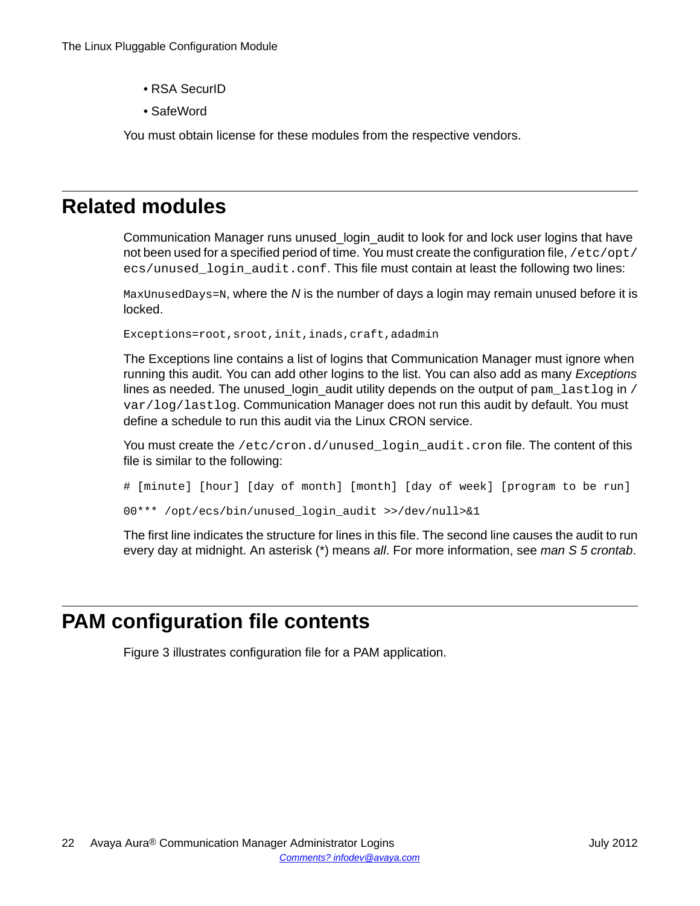- RSA SecurID
- SafeWord

You must obtain license for these modules from the respective vendors.

## Related modules

Communication Manager runs unused_login_audit to look for and lock user logins that have not been used for a specified period of time. You must create the configuration file, `/etc/opt/ecs/unused_login_audit.conf`. This file must contain at least the following two lines:

`MaxUnusedDays=N`, where the *N* is the number of days a login may remain unused before it is locked.

```
Exceptions=root,sroot,init,inads,craft,adadmin
```

The Exceptions line contains a list of logins that Communication Manager must ignore when running this audit. You can add other logins to the list. You can also add as many *Exceptions* lines as needed. The unused_login_audit utility depends on the output of `pam_lastlog` in `/var/log/lastlog`. Communication Manager does not run this audit by default. You must define a schedule to run this audit via the Linux CRON service.

You must create the `/etc/cron.d/unused_login_audit.cron` file. The content of this file is similar to the following:

```
# [minute] [hour] [day of month] [month] [day of week] [program to be run]

00*** /opt/ecs/bin/unused_login_audit >>/dev/null>&1
```

The first line indicates the structure for lines in this file. The second line causes the audit to run every day at midnight. An asterisk (*) means *all*. For more information, see *man S 5 crontab*.

## PAM configuration file contents

Figure 3 illustrates configuration file for a PAM application.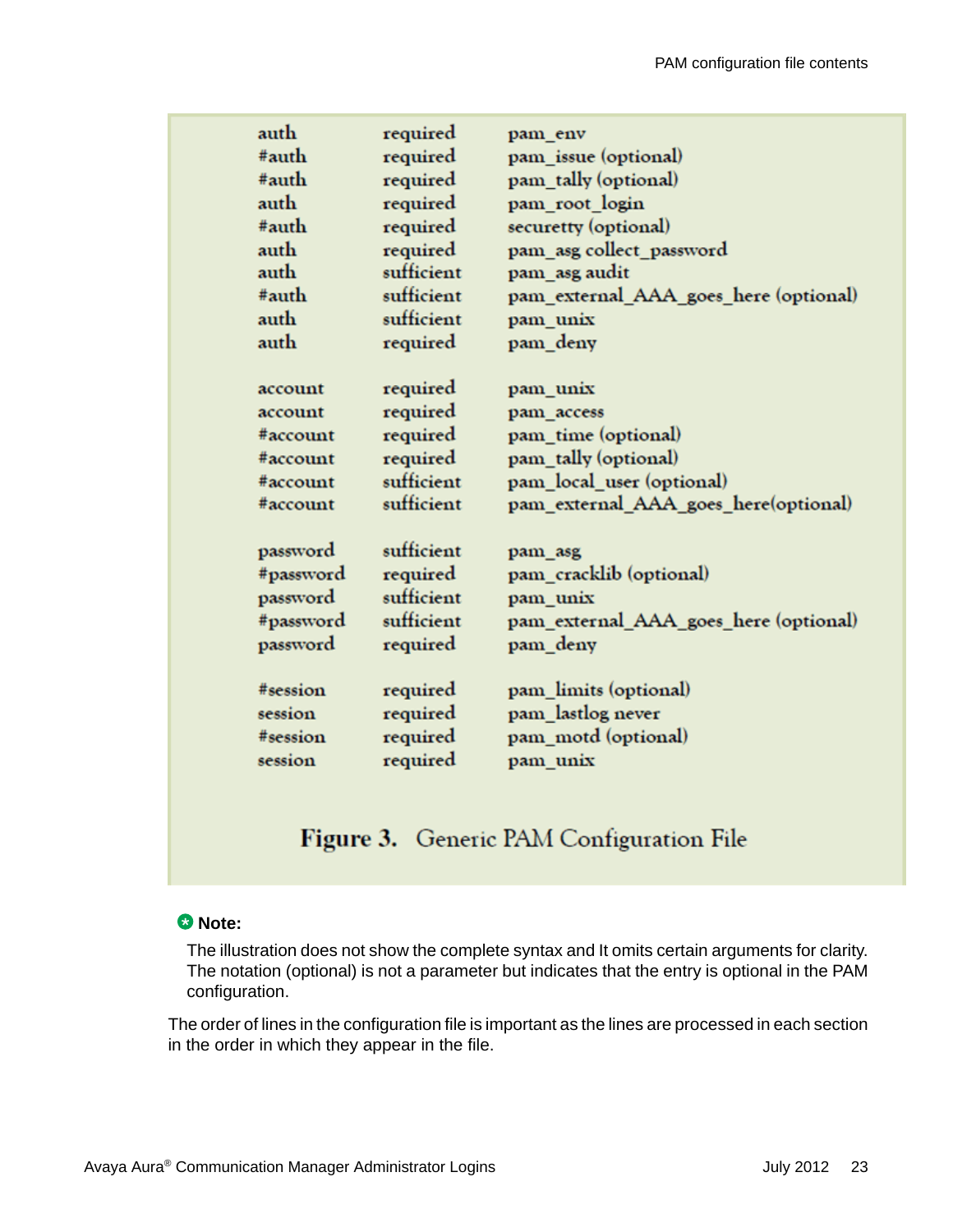```
auth        required    pam_env
#auth       required    pam_issue (optional)
#auth       required    pam_tally (optional)
auth        required    pam_root_login
#auth       required    securetty (optional)
auth        required    pam_asg collect_password
auth        sufficient  pam_asg audit
#auth       sufficient  pam_external_AAA_goes_here (optional)
auth        sufficient  pam_unix
auth        required    pam_deny

account     required    pam_unix
account     required    pam_access
#account    required    pam_time (optional)
#account    required    pam_tally (optional)
#account    sufficient  pam_local_user (optional)
#account    sufficient  pam_external_AAA_goes_here(optional)

password    sufficient  pam_asg
#password   required    pam_cracklib (optional)
password    sufficient  pam_unix
#password   sufficient  pam_external_AAA_goes_here (optional)
password    required    pam_deny

#session    required    pam_limits (optional)
session     required    pam_lastlog never
#session    required    pam_motd (optional)
session     required    pam_unix
```

**Figure 3.** Generic PAM Configuration File

**Note:**

The illustration does not show the complete syntax and It omits certain arguments for clarity. The notation (optional) is not a parameter but indicates that the entry is optional in the PAM configuration.

The order of lines in the configuration file is important as the lines are processed in each section in the order in which they appear in the file.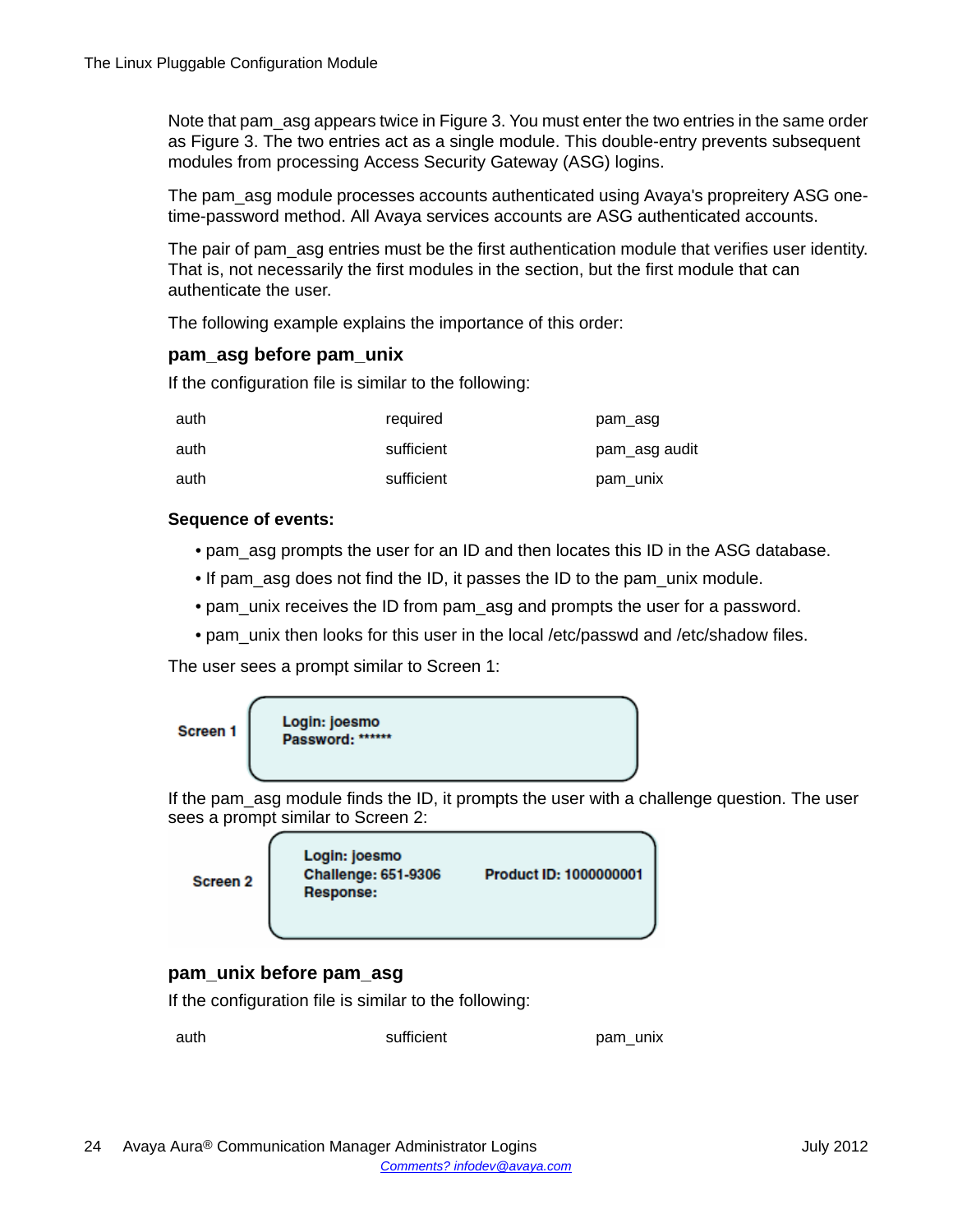Note that pam_asg appears twice in Figure 3. You must enter the two entries in the same order as Figure 3. The two entries act as a single module. This double-entry prevents subsequent modules from processing Access Security Gateway (ASG) logins.

The pam_asg module processes accounts authenticated using Avaya's propreitery ASG one-time-password method. All Avaya services accounts are ASG authenticated accounts.

The pair of pam_asg entries must be the first authentication module that verifies user identity. That is, not necessarily the first modules in the section, but the first module that can authenticate the user.

The following example explains the importance of this order:

### pam_asg before pam_unix

If the configuration file is similar to the following:

```
auth        required        pam_asg
auth        sufficient      pam_asg audit
auth        sufficient      pam_unix
```

**Sequence of events:**

- pam_asg prompts the user for an ID and then locates this ID in the ASG database.
- If pam_asg does not find the ID, it passes the ID to the pam_unix module.
- pam_unix receives the ID from pam_asg and prompts the user for a password.
- pam_unix then looks for this user in the local /etc/passwd and /etc/shadow files.

The user sees a prompt similar to Screen 1:

**Screen 1**

```
Login: joesmo
Password: ******
```

If the pam_asg module finds the ID, it prompts the user with a challenge question. The user sees a prompt similar to Screen 2:

**Screen 2**

```
Login: joesmo
Challenge: 651-9306          Product ID: 1000000001
Response:
```

### pam_unix before pam_asg

If the configuration file is similar to the following:

```
auth        sufficient      pam_unix
```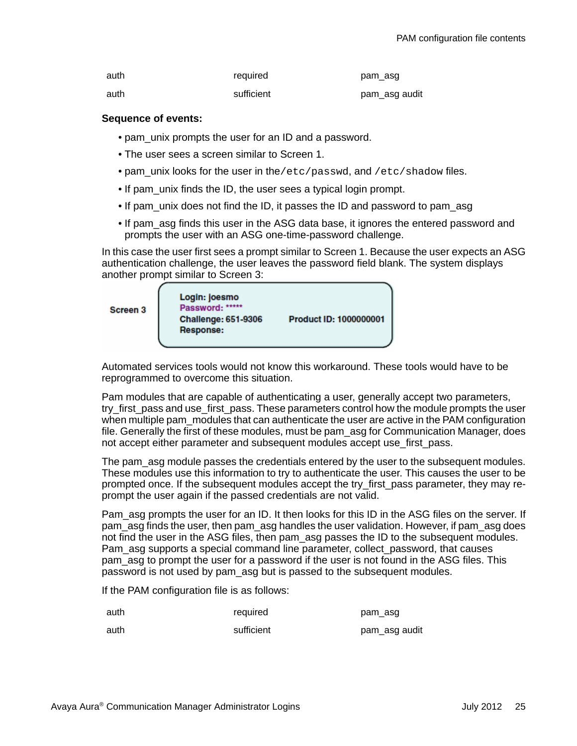| auth | required | pam_asg |
|---|---|---|
| auth | sufficient | pam_asg audit |

**Sequence of events:**

- pam_unix prompts the user for an ID and a password.
- The user sees a screen similar to Screen 1.
- pam_unix looks for the user in the `/etc/passwd`, and `/etc/shadow` files.
- If pam_unix finds the ID, the user sees a typical login prompt.
- If pam_unix does not find the ID, it passes the ID and password to pam_asg
- If pam_asg finds this user in the ASG data base, it ignores the entered password and prompts the user with an ASG one-time-password challenge.

In this case the user first sees a prompt similar to Screen 1. Because the user expects an ASG authentication challenge, the user leaves the password field blank. The system displays another prompt similar to Screen 3:

**Screen 3**

```
Login: joesmo
Password: *****
Challenge: 651-9306          Product ID: 1000000001
Response:
```

Automated services tools would not know this workaround. These tools would have to be reprogrammed to overcome this situation.

Pam modules that are capable of authenticating a user, generally accept two parameters, try_first_pass and use_first_pass. These parameters control how the module prompts the user when multiple pam_modules that can authenticate the user are active in the PAM configuration file. Generally the first of these modules, must be pam_asg for Communication Manager, does not accept either parameter and subsequent modules accept use_first_pass.

The pam_asg module passes the credentials entered by the user to the subsequent modules. These modules use this information to try to authenticate the user. This causes the user to be prompted once. If the subsequent modules accept the try_first_pass parameter, they may re-prompt the user again if the passed credentials are not valid.

Pam_asg prompts the user for an ID. It then looks for this ID in the ASG files on the server. If pam_asg finds the user, then pam_asg handles the user validation. However, if pam_asg does not find the user in the ASG files, then pam_asg passes the ID to the subsequent modules. Pam_asg supports a special command line parameter, collect_password, that causes pam_asg to prompt the user for a password if the user is not found in the ASG files. This password is not used by pam_asg but is passed to the subsequent modules.

If the PAM configuration file is as follows:

| auth | required | pam_asg |
|---|---|---|
| auth | sufficient | pam_asg audit |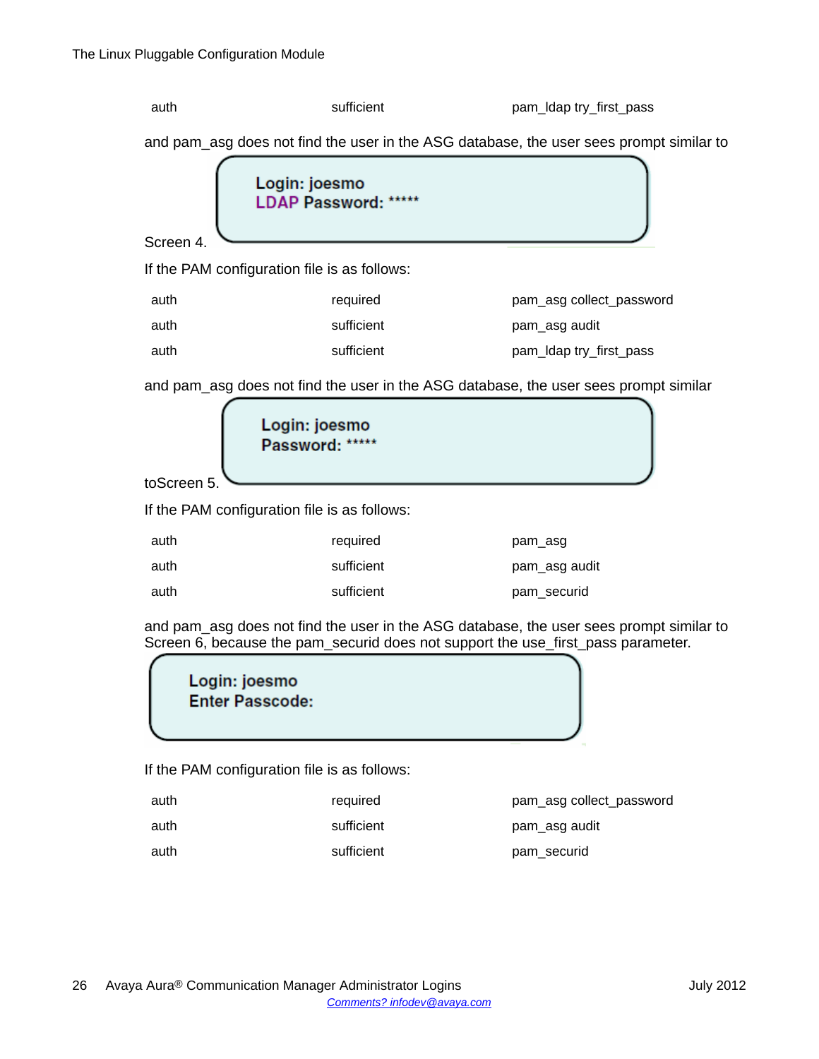| auth | sufficient | pam_ldap try_first_pass |
|---|---|---|

and pam_asg does not find the user in the ASG database, the user sees prompt similar to

```
Login: joesmo
LDAP Password: *****
```

Screen 4.

If the PAM configuration file is as follows:

| auth | required | pam_asg collect_password |
|---|---|---|
| auth | sufficient | pam_asg audit |
| auth | sufficient | pam_ldap try_first_pass |

and pam_asg does not find the user in the ASG database, the user sees prompt similar

```
Login: joesmo
Password: *****
```

toScreen 5.

If the PAM configuration file is as follows:

| auth | required | pam_asg |
|---|---|---|
| auth | sufficient | pam_asg audit |
| auth | sufficient | pam_securid |

and pam_asg does not find the user in the ASG database, the user sees prompt similar to Screen 6, because the pam_securid does not support the use_first_pass parameter.

```
Login: joesmo
Enter Passcode:
```

If the PAM configuration file is as follows:

| auth | required | pam_asg collect_password |
|---|---|---|
| auth | sufficient | pam_asg audit |
| auth | sufficient | pam_securid |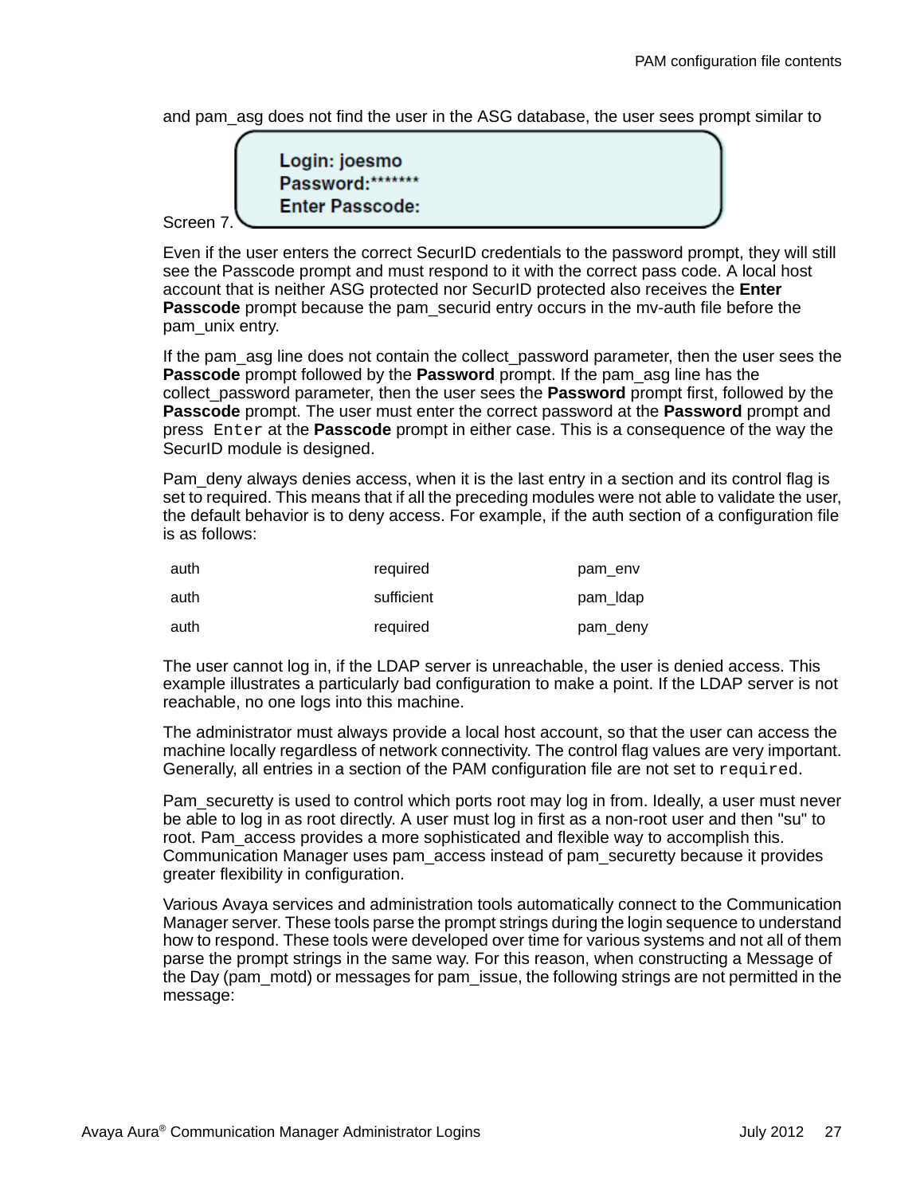and pam_asg does not find the user in the ASG database, the user sees prompt similar to Screen 7.

```
Login: joesmo
Password:*******
Enter Passcode:
```

Even if the user enters the correct SecurID credentials to the password prompt, they will still see the Passcode prompt and must respond to it with the correct pass code. A local host account that is neither ASG protected nor SecurID protected also receives the **Enter Passcode** prompt because the pam_securid entry occurs in the mv-auth file before the pam_unix entry.

If the pam_asg line does not contain the collect_password parameter, then the user sees the **Passcode** prompt followed by the **Password** prompt. If the pam_asg line has the collect_password parameter, then the user sees the **Password** prompt first, followed by the **Passcode** prompt. The user must enter the correct password at the **Password** prompt and press `Enter` at the **Passcode** prompt in either case. This is a consequence of the way the SecurID module is designed.

Pam_deny always denies access, when it is the last entry in a section and its control flag is set to required. This means that if all the preceding modules were not able to validate the user, the default behavior is to deny access. For example, if the auth section of a configuration file is as follows:

| | | |
|---|---|---|
| auth | required | pam_env |
| auth | sufficient | pam_ldap |
| auth | required | pam_deny |

The user cannot log in, if the LDAP server is unreachable, the user is denied access. This example illustrates a particularly bad configuration to make a point. If the LDAP server is not reachable, no one logs into this machine.

The administrator must always provide a local host account, so that the user can access the machine locally regardless of network connectivity. The control flag values are very important. Generally, all entries in a section of the PAM configuration file are not set to `required`.

Pam_securetty is used to control which ports root may log in from. Ideally, a user must never be able to log in as root directly. A user must log in first as a non-root user and then "su" to root. Pam_access provides a more sophisticated and flexible way to accomplish this. Communication Manager uses pam_access instead of pam_securetty because it provides greater flexibility in configuration.

Various Avaya services and administration tools automatically connect to the Communication Manager server. These tools parse the prompt strings during the login sequence to understand how to respond. These tools were developed over time for various systems and not all of them parse the prompt strings in the same way. For this reason, when constructing a Message of the Day (pam_motd) or messages for pam_issue, the following strings are not permitted in the message: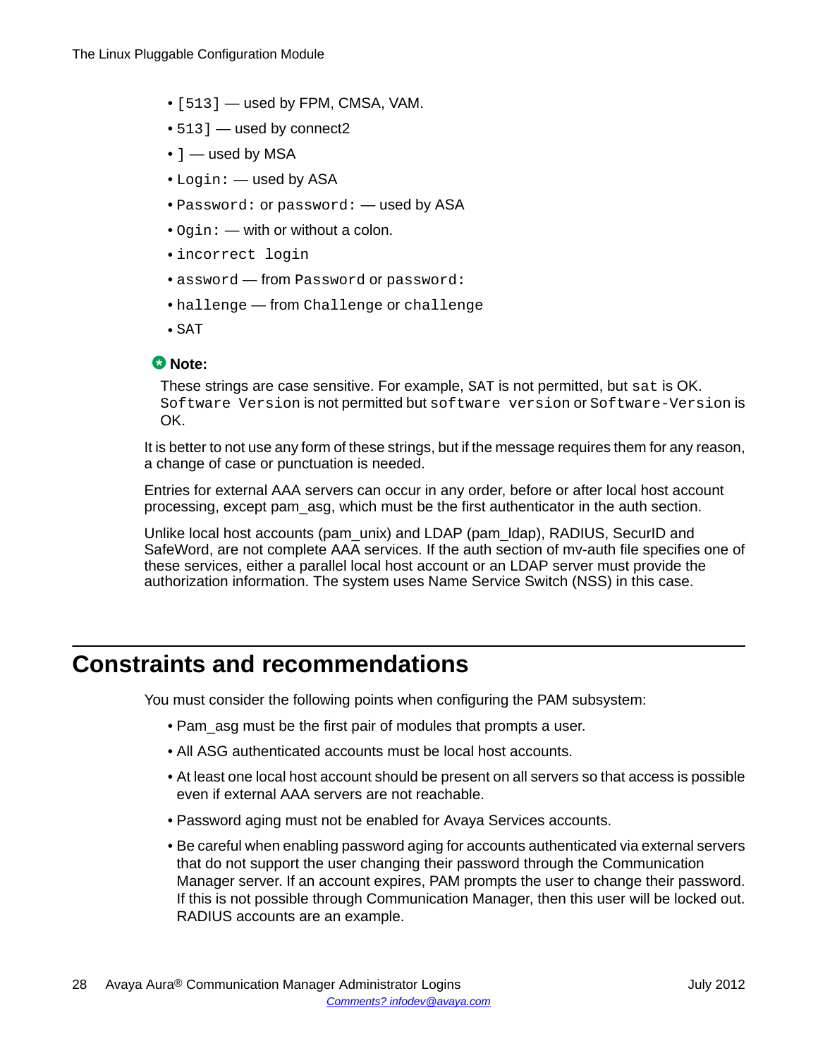- `[513]` — used by FPM, CMSA, VAM.
- `513]` — used by connect2
- `]` — used by MSA
- `Login:` — used by ASA
- `Password:` or `password:` — used by ASA
- `Ogin:` — with or without a colon.
- `incorrect login`
- `assword` — from `Password` or `password:`
- `hallenge` — from `Challenge` or `challenge`
- SAT

**Note:**

These strings are case sensitive. For example, SAT is not permitted, but `sat` is OK. `Software Version` is not permitted but `software version` or `Software-Version` is OK.

It is better to not use any form of these strings, but if the message requires them for any reason, a change of case or punctuation is needed.

Entries for external AAA servers can occur in any order, before or after local host account processing, except pam_asg, which must be the first authenticator in the auth section.

Unlike local host accounts (pam_unix) and LDAP (pam_ldap), RADIUS, SecurID and SafeWord, are not complete AAA services. If the auth section of mv-auth file specifies one of these services, either a parallel local host account or an LDAP server must provide the authorization information. The system uses Name Service Switch (NSS) in this case.

## Constraints and recommendations

You must consider the following points when configuring the PAM subsystem:

- Pam_asg must be the first pair of modules that prompts a user.
- All ASG authenticated accounts must be local host accounts.
- At least one local host account should be present on all servers so that access is possible even if external AAA servers are not reachable.
- Password aging must not be enabled for Avaya Services accounts.
- Be careful when enabling password aging for accounts authenticated via external servers that do not support the user changing their password through the Communication Manager server. If an account expires, PAM prompts the user to change their password. If this is not possible through Communication Manager, then this user will be locked out. RADIUS accounts are an example.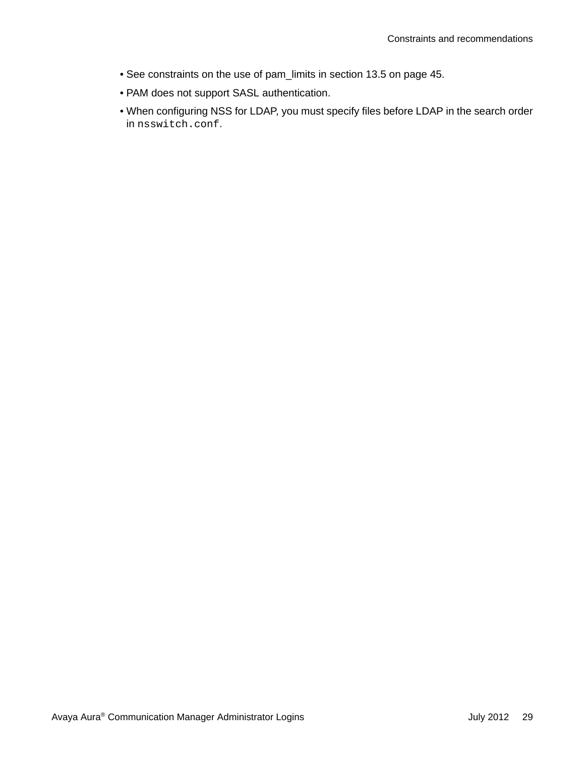- See constraints on the use of pam_limits in section 13.5 on page 45.
- PAM does not support SASL authentication.
- When configuring NSS for LDAP, you must specify files before LDAP in the search order in `nsswitch.conf`.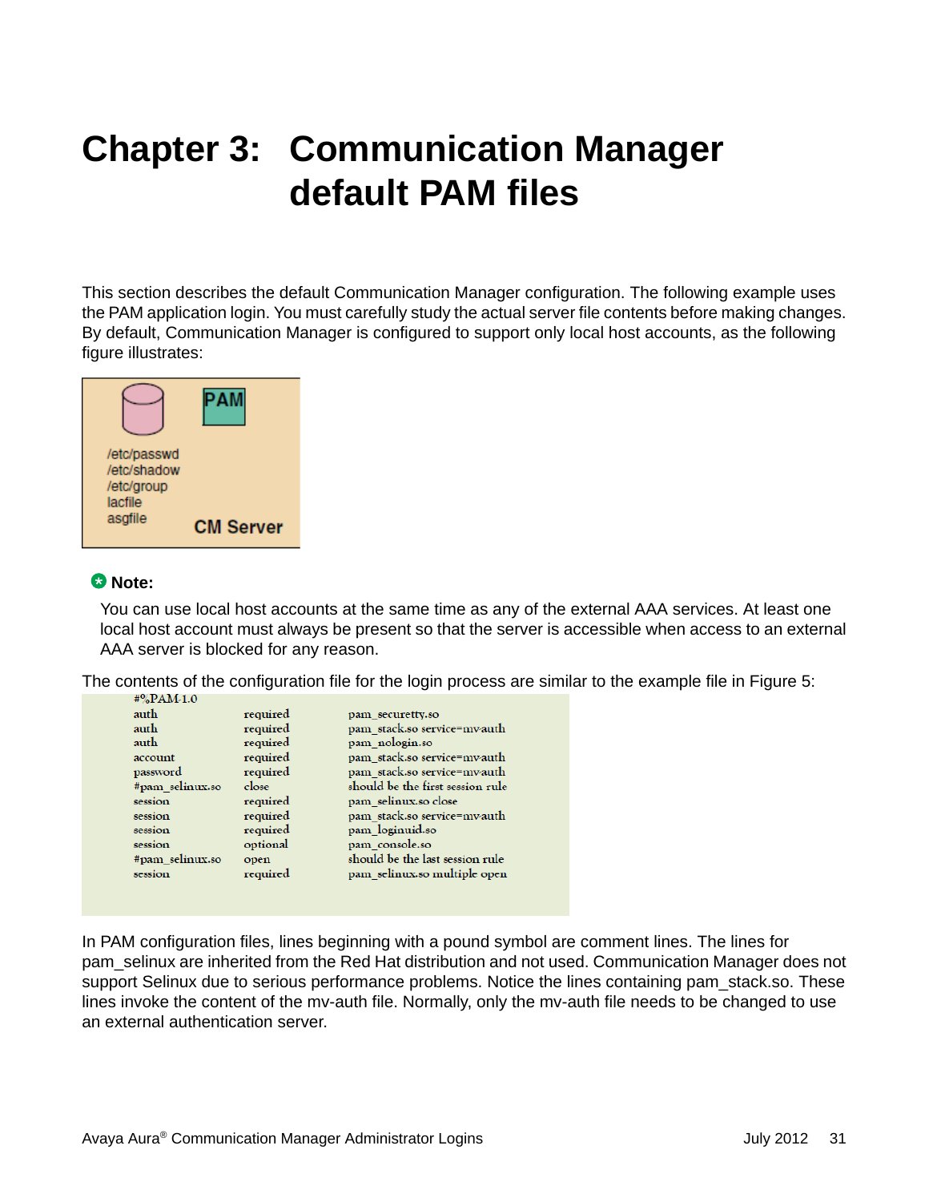# Chapter 3: Communication Manager default PAM files

This section describes the default Communication Manager configuration. The following example uses the PAM application login. You must carefully study the actual server file contents before making changes. By default, Communication Manager is configured to support only local host accounts, as the following figure illustrates:

/etc/passwd
/etc/shadow
/etc/group
lacfile
asgfile

PAM

CM Server

**Note:**

You can use local host accounts at the same time as any of the external AAA services. At least one local host account must always be present so that the server is accessible when access to an external AAA server is blocked for any reason.

The contents of the configuration file for the login process are similar to the example file in Figure 5:

```
#%PAM-1.0
auth          required    pam_securetty.so
auth          required    pam_stack.so service=mv-auth
auth          required    pam_nologin.so
account       required    pam_stack.so service=mv-auth
password      required    pam_stack.so service=mv-auth
#pam_selinux.so  close    should be the first session rule
session       required    pam_selinux.so close
session       required    pam_stack.so service=mv-auth
session       required    pam_loginuid.so
session       optional    pam_console.so
#pam_selinux.so  open     should be the last session rule
session       required    pam_selinux.so multiple open
```

In PAM configuration files, lines beginning with a pound symbol are comment lines. The lines for pam_selinux are inherited from the Red Hat distribution and not used. Communication Manager does not support Selinux due to serious performance problems. Notice the lines containing pam_stack.so. These lines invoke the content of the mv-auth file. Normally, only the mv-auth file needs to be changed to use an external authentication server.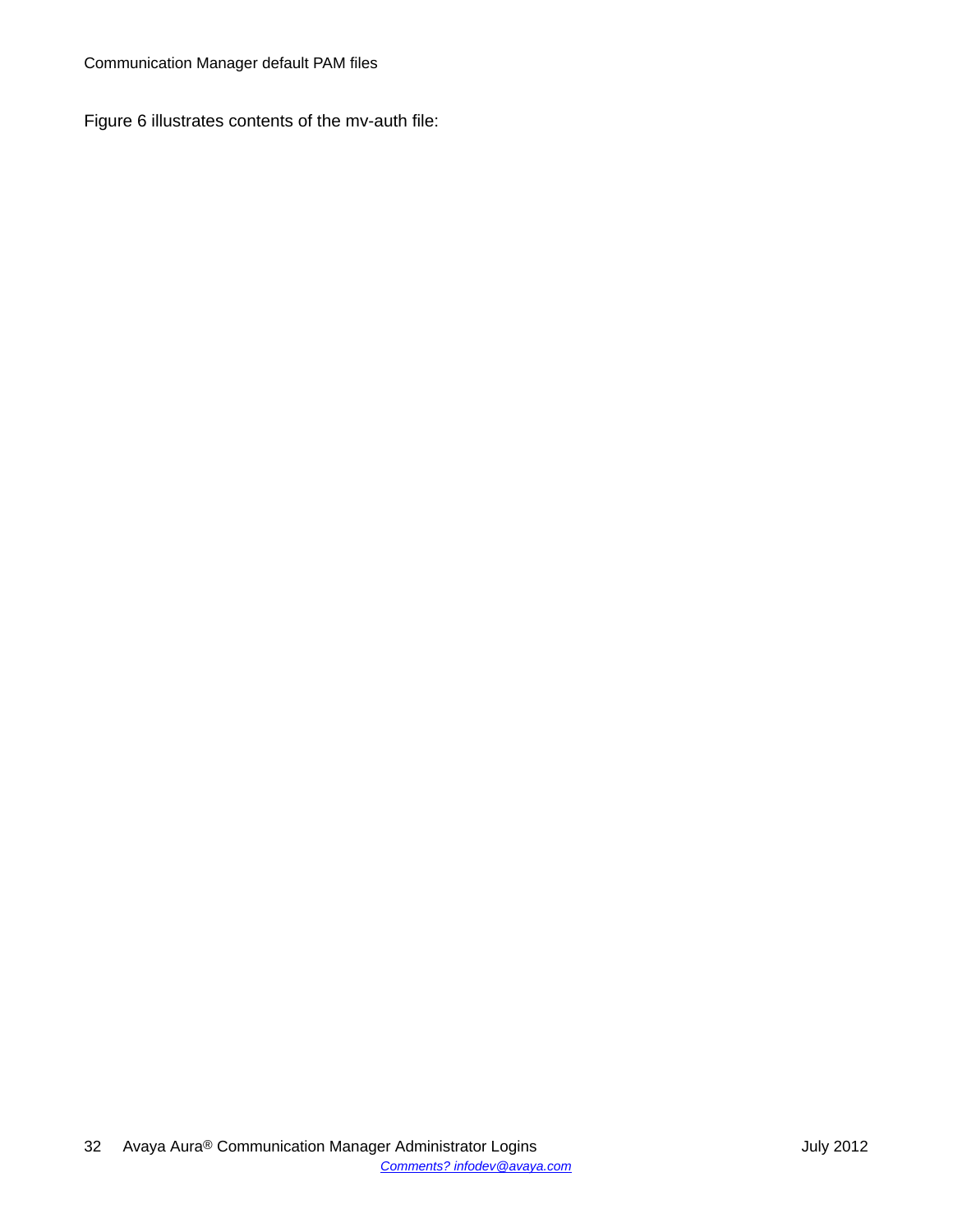Figure 6 illustrates contents of the mv-auth file: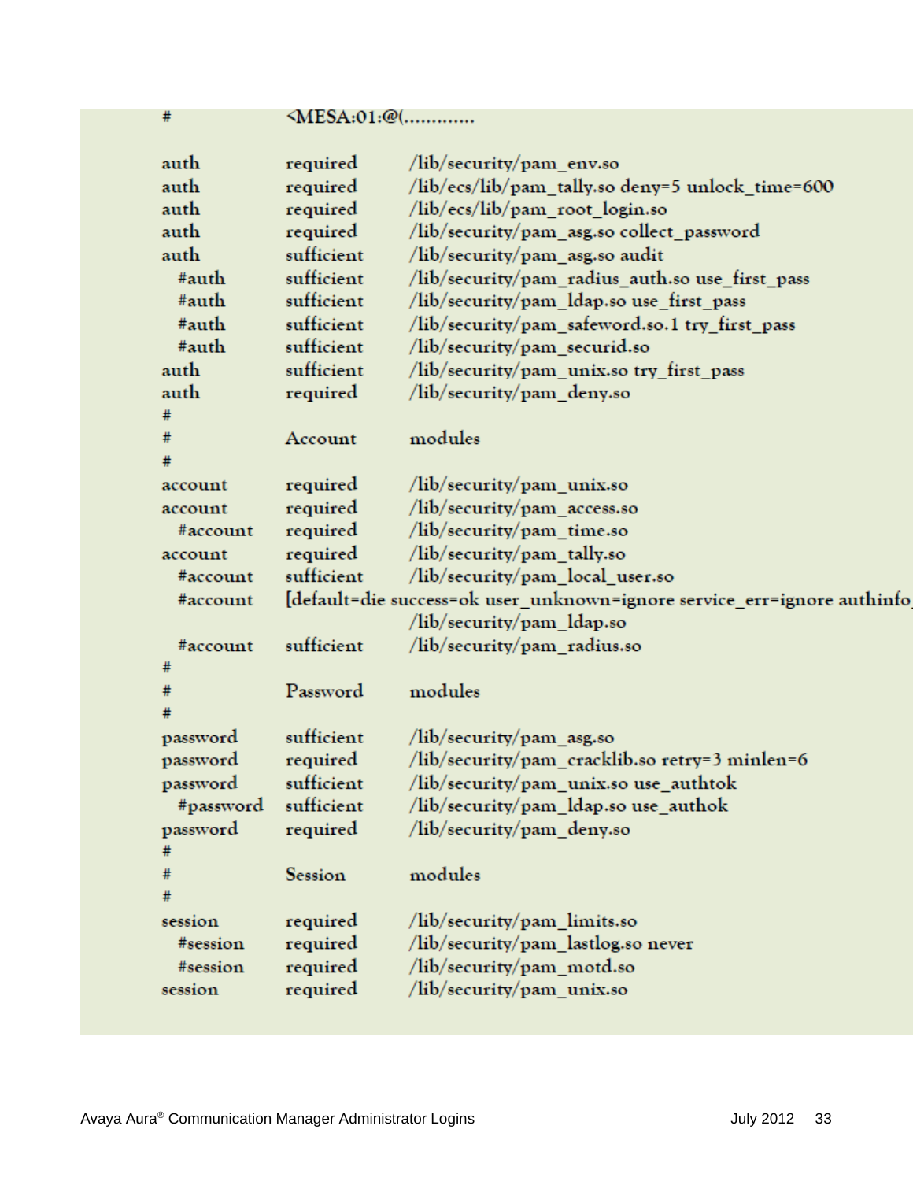```
#           <MESA:01:@(............

auth        required     /lib/security/pam_env.so
auth        required     /lib/ecs/lib/pam_tally.so deny=5 unlock_time=600
auth        required     /lib/ecs/lib/pam_root_login.so
auth        required     /lib/security/pam_asg.so collect_password
auth        sufficient   /lib/security/pam_asg.so audit
  #auth     sufficient   /lib/security/pam_radius_auth.so use_first_pass
  #auth     sufficient   /lib/security/pam_ldap.so use_first_pass
  #auth     sufficient   /lib/security/pam_safeword.so.1 try_first_pass
  #auth     sufficient   /lib/security/pam_securid.so
auth        sufficient   /lib/security/pam_unix.so try_first_pass
auth        required     /lib/security/pam_deny.so
#
#           Account      modules
#
account     required     /lib/security/pam_unix.so
account     required     /lib/security/pam_access.so
  #account   required     /lib/security/pam_time.so
account     required     /lib/security/pam_tally.so
  #account   sufficient   /lib/security/pam_local_user.so
  #account   [default=die success=ok user_unknown=ignore service_err=ignore authinfo
                         /lib/security/pam_ldap.so
  #account   sufficient   /lib/security/pam_radius.so
#
#           Password     modules
#
password    sufficient   /lib/security/pam_asg.so
password    required     /lib/security/pam_cracklib.so retry=3 minlen=6
password    sufficient   /lib/security/pam_unix.so use_authtok
  #password  sufficient   /lib/security/pam_ldap.so use_authok
password    required     /lib/security/pam_deny.so
#
#           Session      modules
#
session     required     /lib/security/pam_limits.so
  #session   required     /lib/security/pam_lastlog.so never
  #session   required     /lib/security/pam_motd.so
session     required     /lib/security/pam_unix.so
```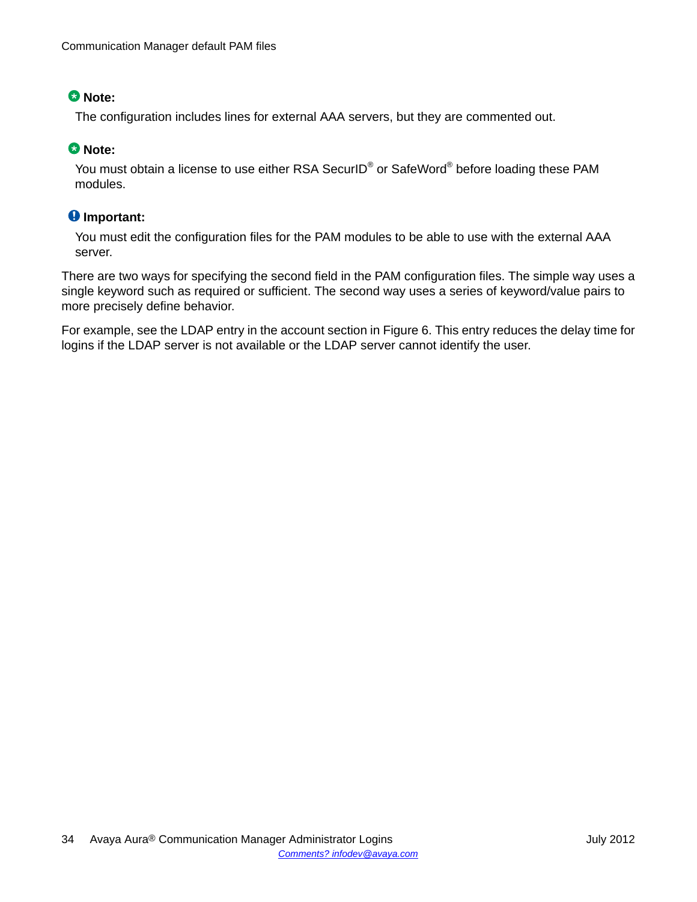**Note:**

The configuration includes lines for external AAA servers, but they are commented out.

**Note:**

You must obtain a license to use either RSA SecurID® or SafeWord® before loading these PAM modules.

**Important:**

You must edit the configuration files for the PAM modules to be able to use with the external AAA server.

There are two ways for specifying the second field in the PAM configuration files. The simple way uses a single keyword such as required or sufficient. The second way uses a series of keyword/value pairs to more precisely define behavior.

For example, see the LDAP entry in the account section in Figure 6. This entry reduces the delay time for logins if the LDAP server is not available or the LDAP server cannot identify the user.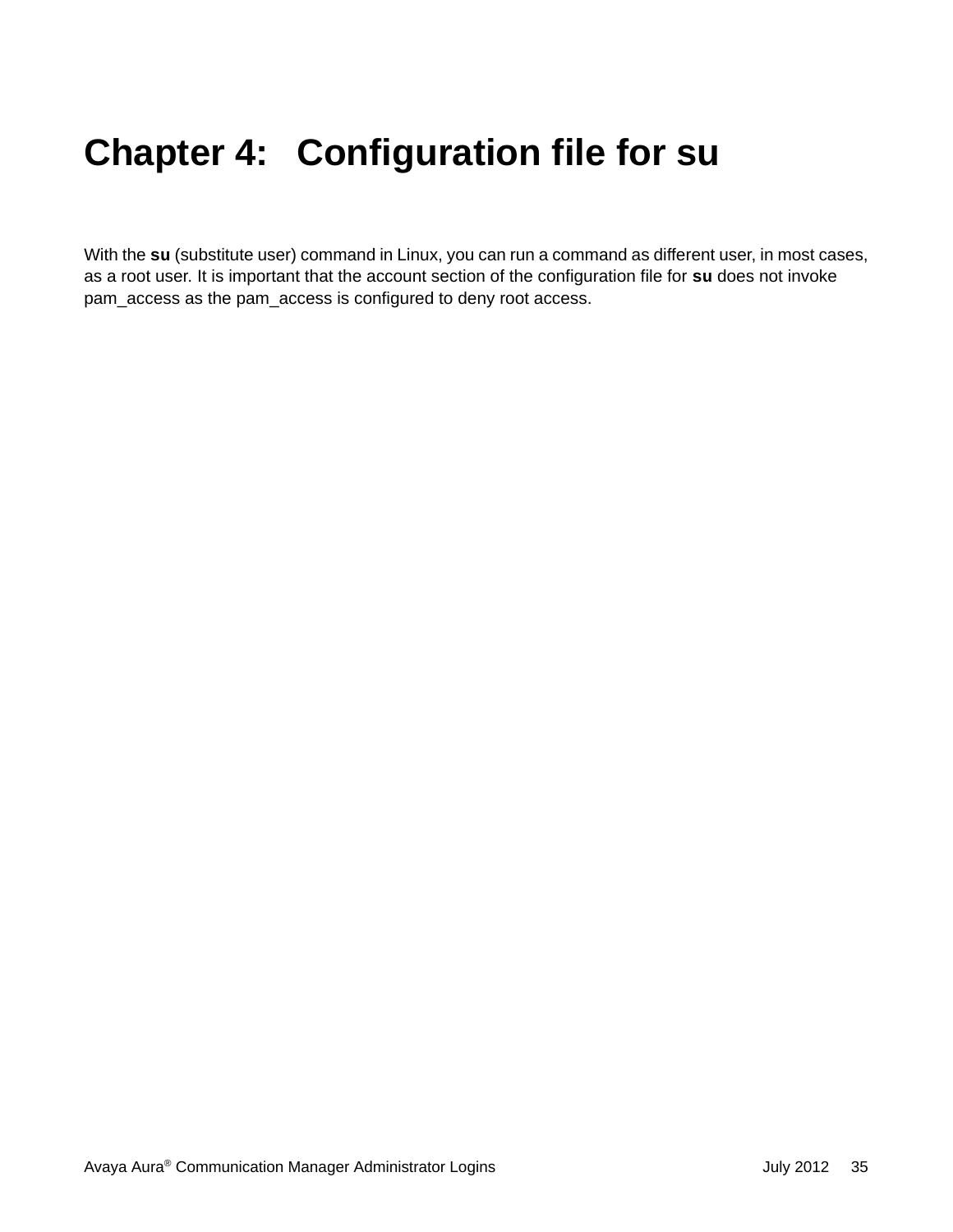# Chapter 4: Configuration file for su

With the **su** (substitute user) command in Linux, you can run a command as different user, in most cases, as a root user. It is important that the account section of the configuration file for **su** does not invoke pam_access as the pam_access is configured to deny root access.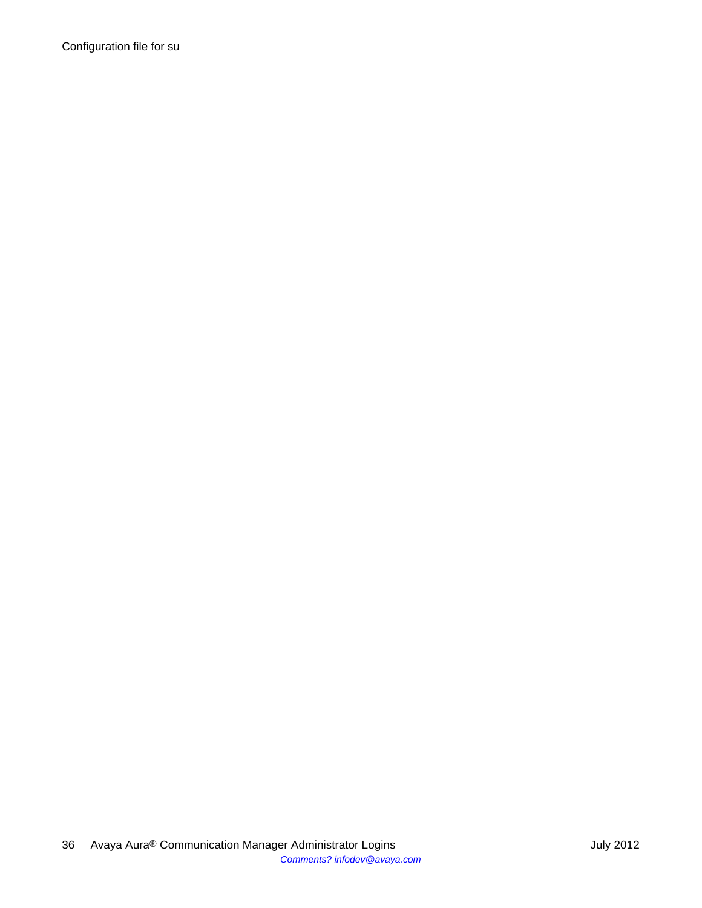Configuration file for su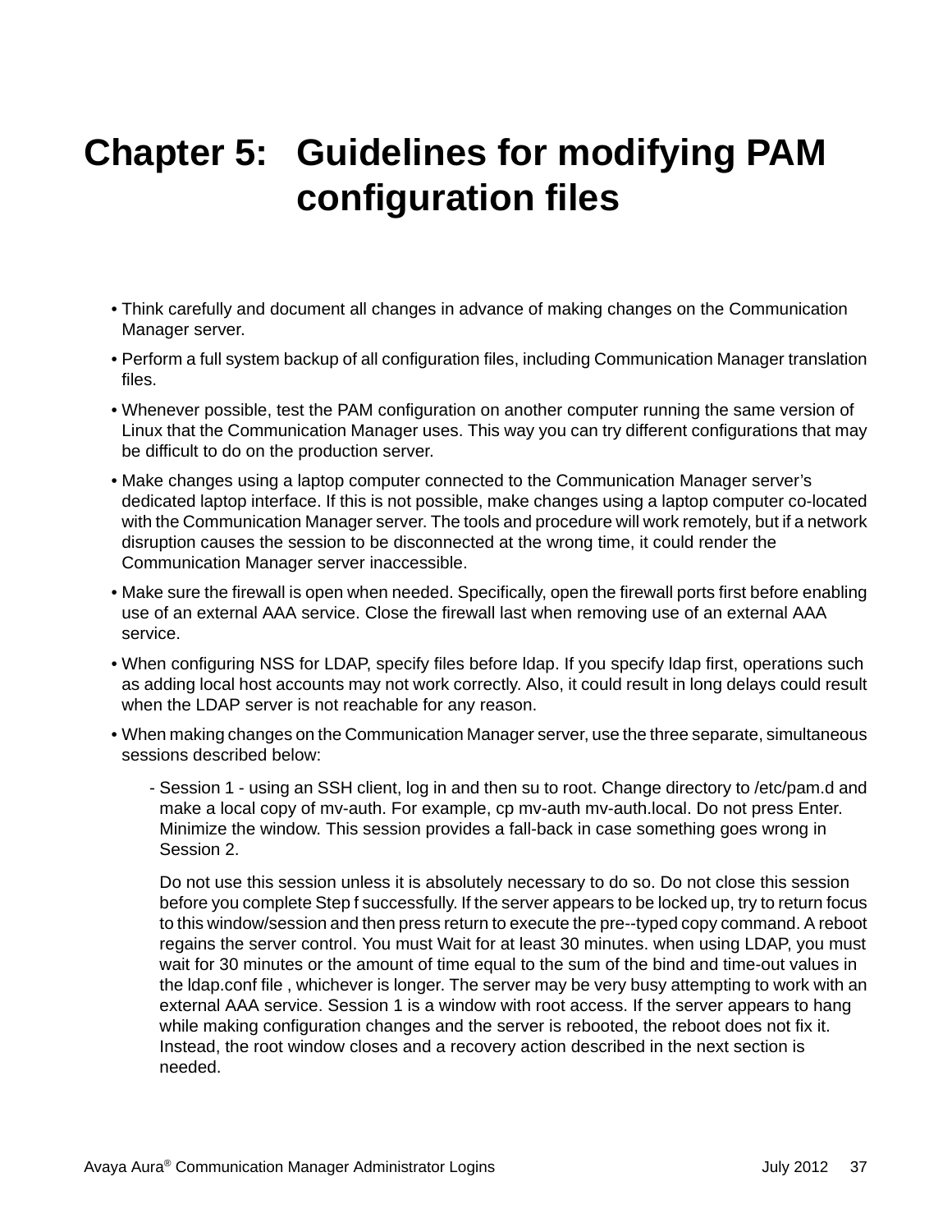# Chapter 5: Guidelines for modifying PAM configuration files

- Think carefully and document all changes in advance of making changes on the Communication Manager server.
- Perform a full system backup of all configuration files, including Communication Manager translation files.
- Whenever possible, test the PAM configuration on another computer running the same version of Linux that the Communication Manager uses. This way you can try different configurations that may be difficult to do on the production server.
- Make changes using a laptop computer connected to the Communication Manager server's dedicated laptop interface. If this is not possible, make changes using a laptop computer co-located with the Communication Manager server. The tools and procedure will work remotely, but if a network disruption causes the session to be disconnected at the wrong time, it could render the Communication Manager server inaccessible.
- Make sure the firewall is open when needed. Specifically, open the firewall ports first before enabling use of an external AAA service. Close the firewall last when removing use of an external AAA service.
- When configuring NSS for LDAP, specify files before ldap. If you specify ldap first, operations such as adding local host accounts may not work correctly. Also, it could result in long delays could result when the LDAP server is not reachable for any reason.
- When making changes on the Communication Manager server, use the three separate, simultaneous sessions described below:
    - Session 1 - using an SSH client, log in and then su to root. Change directory to /etc/pam.d and make a local copy of mv-auth. For example, cp mv-auth mv-auth.local. Do not press Enter. Minimize the window. This session provides a fall-back in case something goes wrong in Session 2.

      Do not use this session unless it is absolutely necessary to do so. Do not close this session before you complete Step f successfully. If the server appears to be locked up, try to return focus to this window/session and then press return to execute the pre--typed copy command. A reboot regains the server control. You must Wait for at least 30 minutes. when using LDAP, you must wait for 30 minutes or the amount of time equal to the sum of the bind and time-out values in the ldap.conf file , whichever is longer. The server may be very busy attempting to work with an external AAA service. Session 1 is a window with root access. If the server appears to hang while making configuration changes and the server is rebooted, the reboot does not fix it. Instead, the root window closes and a recovery action described in the next section is needed.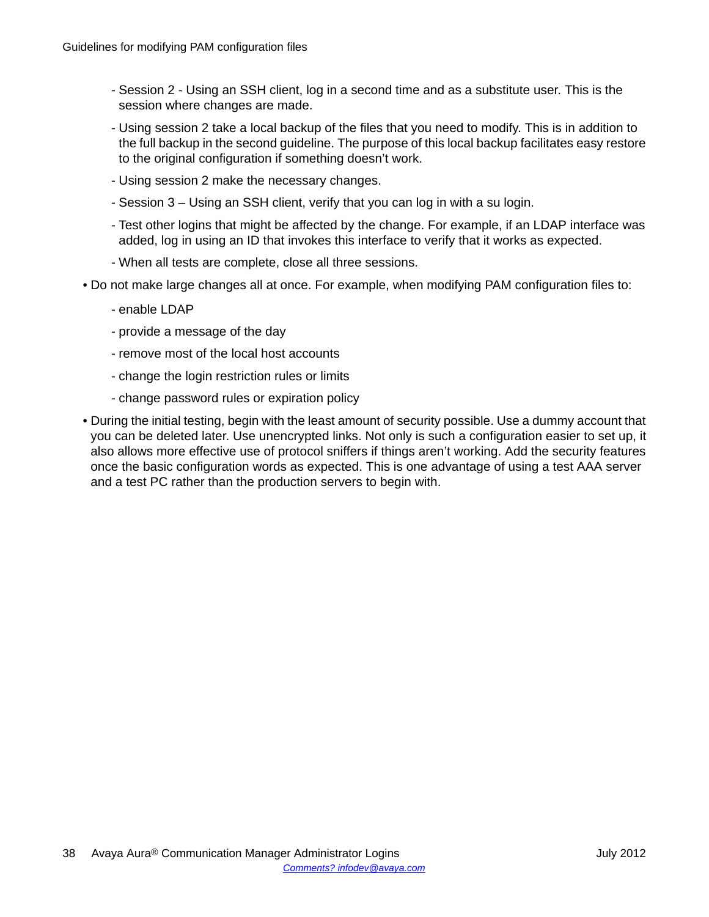- Session 2 - Using an SSH client, log in a second time and as a substitute user. This is the session where changes are made.
- Using session 2 take a local backup of the files that you need to modify. This is in addition to the full backup in the second guideline. The purpose of this local backup facilitates easy restore to the original configuration if something doesn't work.
- Using session 2 make the necessary changes.
- Session 3 – Using an SSH client, verify that you can log in with a su login.
- Test other logins that might be affected by the change. For example, if an LDAP interface was added, log in using an ID that invokes this interface to verify that it works as expected.
- When all tests are complete, close all three sessions.

- Do not make large changes all at once. For example, when modifying PAM configuration files to:
  - enable LDAP
  - provide a message of the day
  - remove most of the local host accounts
  - change the login restriction rules or limits
  - change password rules or expiration policy
- During the initial testing, begin with the least amount of security possible. Use a dummy account that you can be deleted later. Use unencrypted links. Not only is such a configuration easier to set up, it also allows more effective use of protocol sniffers if things aren't working. Add the security features once the basic configuration words as expected. This is one advantage of using a test AAA server and a test PC rather than the production servers to begin with.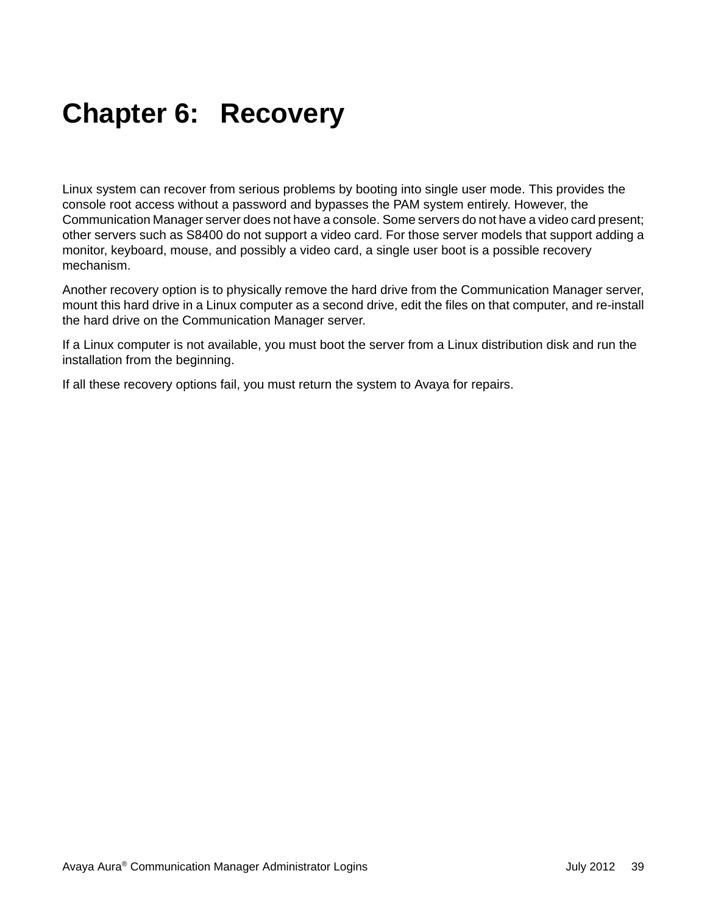# Chapter 6: Recovery

Linux system can recover from serious problems by booting into single user mode. This provides the console root access without a password and bypasses the PAM system entirely. However, the Communication Manager server does not have a console. Some servers do not have a video card present; other servers such as S8400 do not support a video card. For those server models that support adding a monitor, keyboard, mouse, and possibly a video card, a single user boot is a possible recovery mechanism.

Another recovery option is to physically remove the hard drive from the Communication Manager server, mount this hard drive in a Linux computer as a second drive, edit the files on that computer, and re-install the hard drive on the Communication Manager server.

If a Linux computer is not available, you must boot the server from a Linux distribution disk and run the installation from the beginning.

If all these recovery options fail, you must return the system to Avaya for repairs.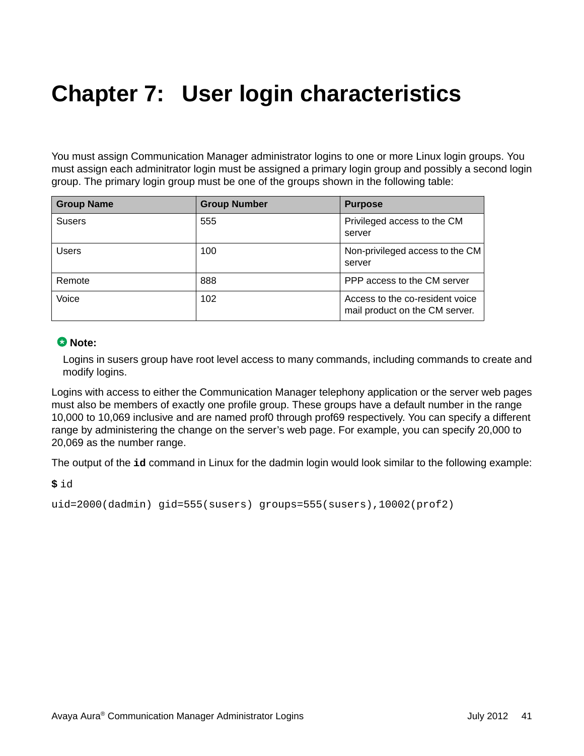# Chapter 7: User login characteristics

You must assign Communication Manager administrator logins to one or more Linux login groups. You must assign each adminitrator login must be assigned a primary login group and possibly a second login group. The primary login group must be one of the groups shown in the following table:

| Group Name | Group Number | Purpose |
|---|---|---|
| Susers | 555 | Privileged access to the CM server |
| Users | 100 | Non-privileged access to the CM server |
| Remote | 888 | PPP access to the CM server |
| Voice | 102 | Access to the co-resident voice mail product on the CM server. |

**Note:**

Logins in susers group have root level access to many commands, including commands to create and modify logins.

Logins with access to either the Communication Manager telephony application or the server web pages must also be members of exactly one profile group. These groups have a default number in the range 10,000 to 10,069 inclusive and are named prof0 through prof69 respectively. You can specify a different range by administering the change on the server's web page. For example, you can specify 20,000 to 20,069 as the number range.

The output of the **id** command in Linux for the dadmin login would look similar to the following example:

```
$ id
uid=2000(dadmin) gid=555(susers) groups=555(susers),10002(prof2)
```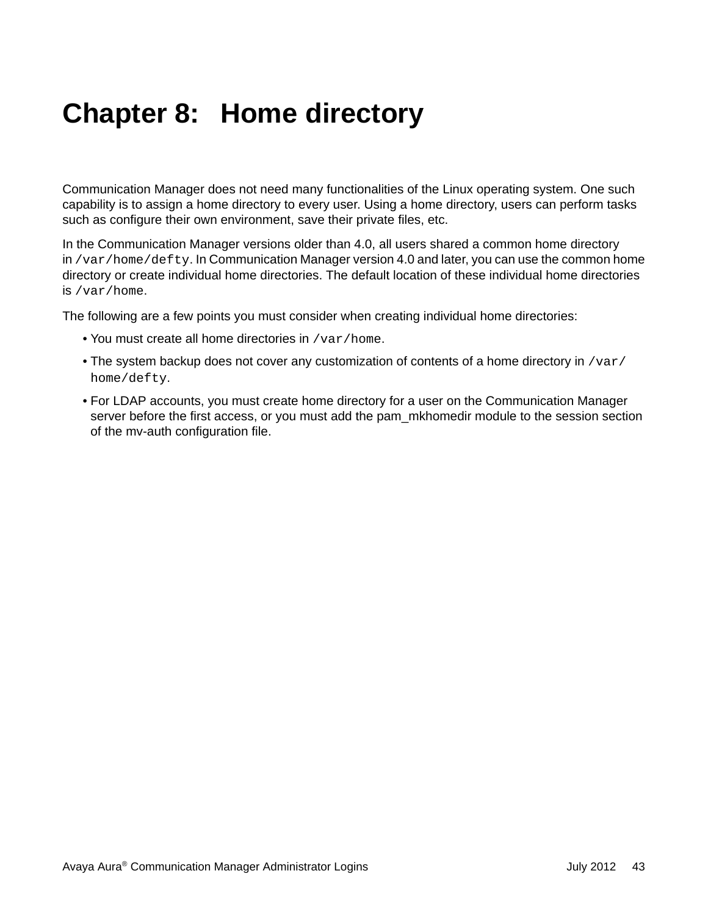# Chapter 8: Home directory

Communication Manager does not need many functionalities of the Linux operating system. One such capability is to assign a home directory to every user. Using a home directory, users can perform tasks such as configure their own environment, save their private files, etc.

In the Communication Manager versions older than 4.0, all users shared a common home directory in `/var/home/defty`. In Communication Manager version 4.0 and later, you can use the common home directory or create individual home directories. The default location of these individual home directories is `/var/home`.

The following are a few points you must consider when creating individual home directories:

- You must create all home directories in `/var/home`.
- The system backup does not cover any customization of contents of a home directory in `/var/home/defty`.
- For LDAP accounts, you must create home directory for a user on the Communication Manager server before the first access, or you must add the pam_mkhomedir module to the session section of the mv-auth configuration file.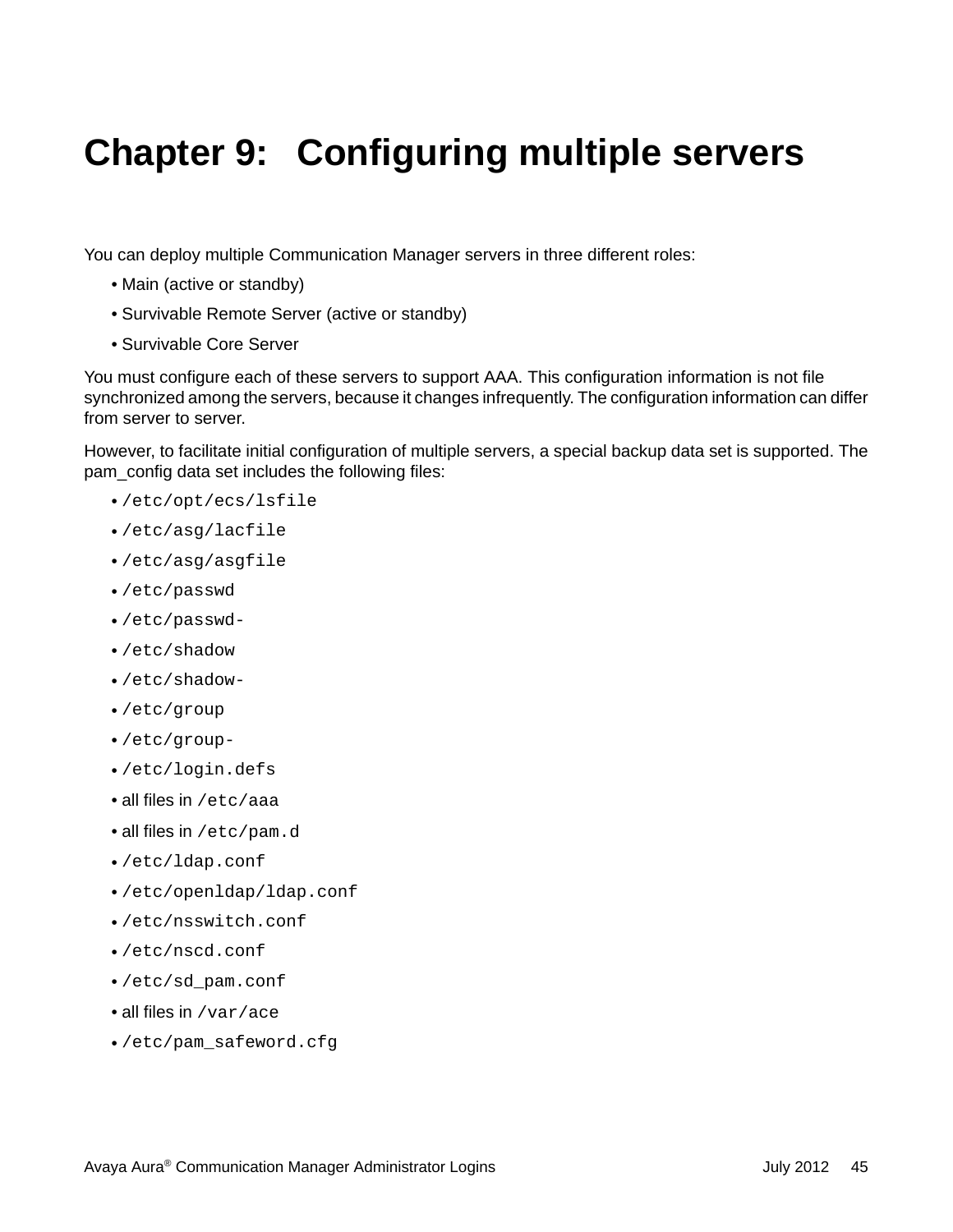# Chapter 9: Configuring multiple servers

You can deploy multiple Communication Manager servers in three different roles:

- Main (active or standby)
- Survivable Remote Server (active or standby)
- Survivable Core Server

You must configure each of these servers to support AAA. This configuration information is not file synchronized among the servers, because it changes infrequently. The configuration information can differ from server to server.

However, to facilitate initial configuration of multiple servers, a special backup data set is supported. The pam_config data set includes the following files:

- `/etc/opt/ecs/lsfile`
- `/etc/asg/lacfile`
- `/etc/asg/asgfile`
- `/etc/passwd`
- `/etc/passwd-`
- `/etc/shadow`
- `/etc/shadow-`
- `/etc/group`
- `/etc/group-`
- `/etc/login.defs`
- all files in `/etc/aaa`
- all files in `/etc/pam.d`
- `/etc/ldap.conf`
- `/etc/openldap/ldap.conf`
- `/etc/nsswitch.conf`
- `/etc/nscd.conf`
- `/etc/sd_pam.conf`
- all files in `/var/ace`
- `/etc/pam_safeword.cfg`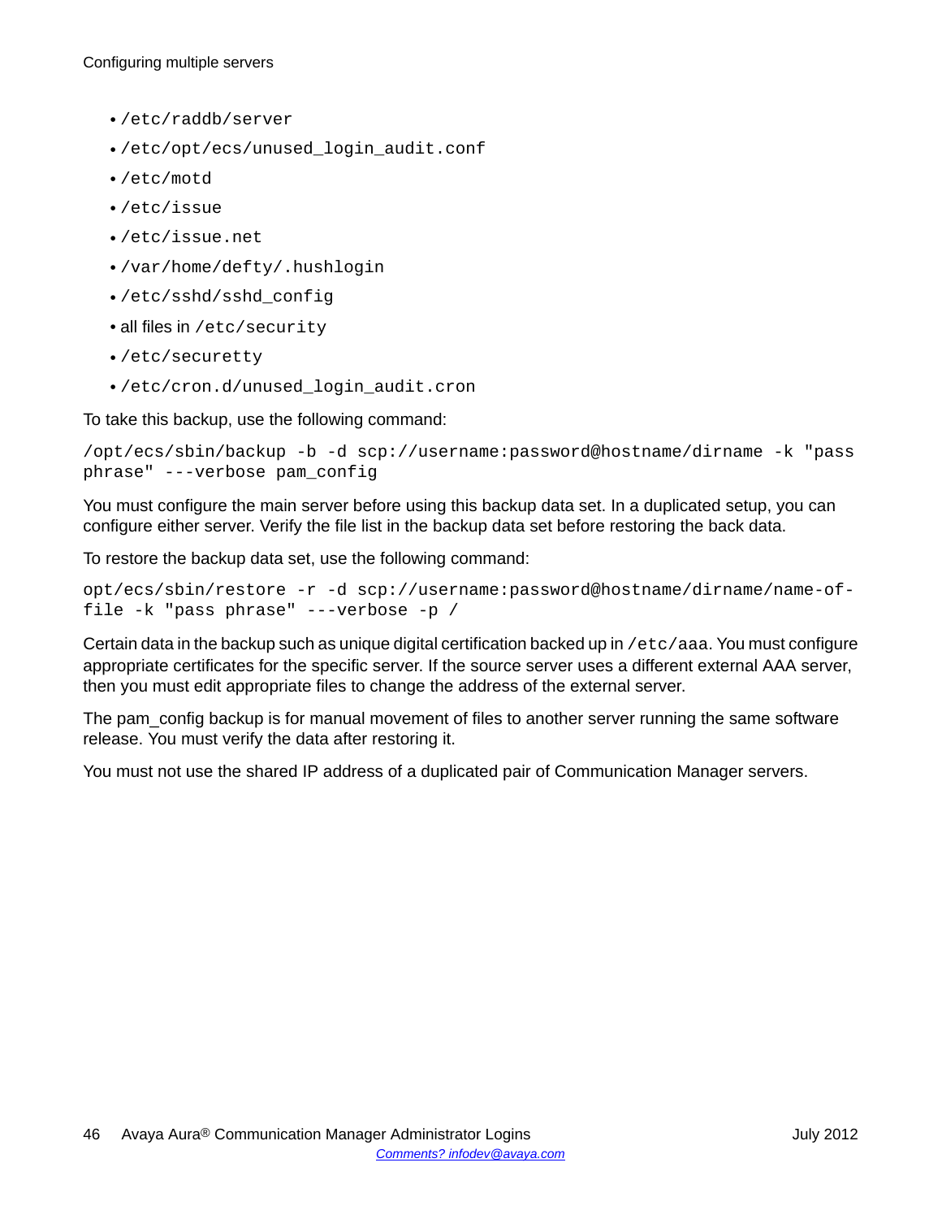- `/etc/raddb/server`
- `/etc/opt/ecs/unused_login_audit.conf`
- `/etc/motd`
- `/etc/issue`
- `/etc/issue.net`
- `/var/home/defty/.hushlogin`
- `/etc/sshd/sshd_config`
- all files in `/etc/security`
- `/etc/securetty`
- `/etc/cron.d/unused_login_audit.cron`

To take this backup, use the following command:

```
/opt/ecs/sbin/backup -b -d scp://username:password@hostname/dirname -k "pass
phrase" ---verbose pam_config
```

You must configure the main server before using this backup data set. In a duplicated setup, you can configure either server. Verify the file list in the backup data set before restoring the back data.

To restore the backup data set, use the following command:

```
opt/ecs/sbin/restore -r -d scp://username:password@hostname/dirname/name-of-
file -k "pass phrase" ---verbose -p /
```

Certain data in the backup such as unique digital certification backed up in `/etc/aaa`. You must configure appropriate certificates for the specific server. If the source server uses a different external AAA server, then you must edit appropriate files to change the address of the external server.

The pam_config backup is for manual movement of files to another server running the same software release. You must verify the data after restoring it.

You must not use the shared IP address of a duplicated pair of Communication Manager servers.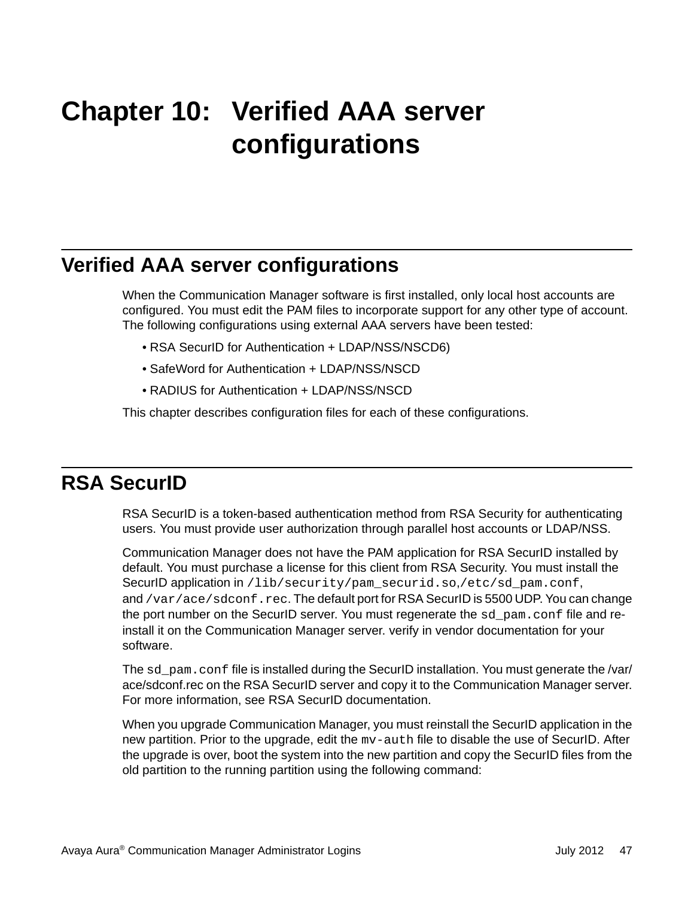# Chapter 10: Verified AAA server configurations

## Verified AAA server configurations

When the Communication Manager software is first installed, only local host accounts are configured. You must edit the PAM files to incorporate support for any other type of account. The following configurations using external AAA servers have been tested:

- RSA SecurID for Authentication + LDAP/NSS/NSCD6)
- SafeWord for Authentication + LDAP/NSS/NSCD
- RADIUS for Authentication + LDAP/NSS/NSCD

This chapter describes configuration files for each of these configurations.

## RSA SecurID

RSA SecurID is a token-based authentication method from RSA Security for authenticating users. You must provide user authorization through parallel host accounts or LDAP/NSS.

Communication Manager does not have the PAM application for RSA SecurID installed by default. You must purchase a license for this client from RSA Security. You must install the SecurID application in `/lib/security/pam_securid.so`,`/etc/sd_pam.conf`, and `/var/ace/sdconf.rec`. The default port for RSA SecurID is 5500 UDP. You can change the port number on the SecurID server. You must regenerate the `sd_pam.conf` file and re-install it on the Communication Manager server. verify in vendor documentation for your software.

The `sd_pam.conf` file is installed during the SecurID installation. You must generate the /var/ace/sdconf.rec on the RSA SecurID server and copy it to the Communication Manager server. For more information, see RSA SecurID documentation.

When you upgrade Communication Manager, you must reinstall the SecurID application in the new partition. Prior to the upgrade, edit the `mv-auth` file to disable the use of SecurID. After the upgrade is over, boot the system into the new partition and copy the SecurID files from the old partition to the running partition using the following command: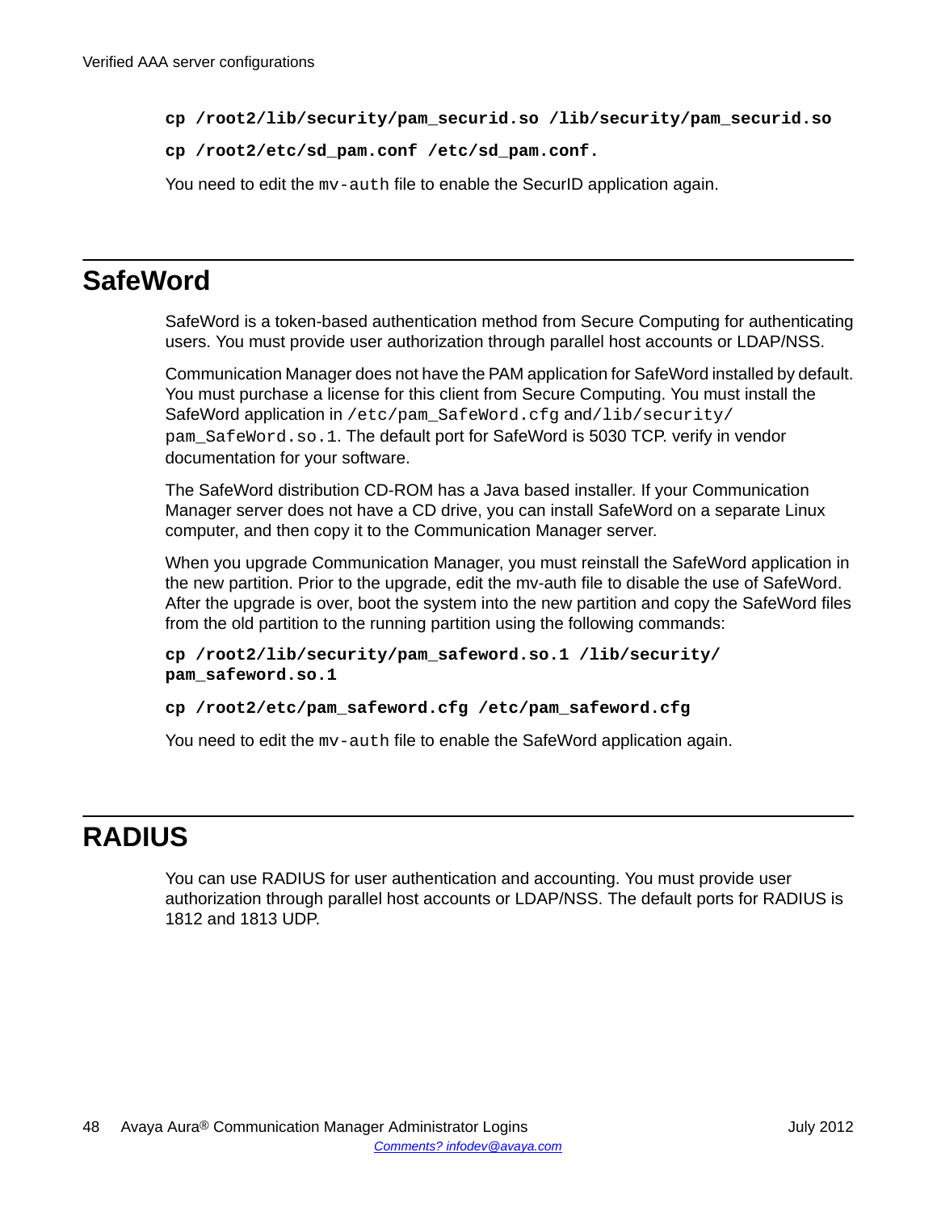```
cp /root2/lib/security/pam_securid.so /lib/security/pam_securid.so
```

```
cp /root2/etc/sd_pam.conf /etc/sd_pam.conf.
```

You need to edit the `mv-auth` file to enable the SecurID application again.

## SafeWord

SafeWord is a token-based authentication method from Secure Computing for authenticating users. You must provide user authorization through parallel host accounts or LDAP/NSS.

Communication Manager does not have the PAM application for SafeWord installed by default. You must purchase a license for this client from Secure Computing. You must install the SafeWord application in `/etc/pam_SafeWord.cfg` and `/lib/security/pam_SafeWord.so.1`. The default port for SafeWord is 5030 TCP. verify in vendor documentation for your software.

The SafeWord distribution CD-ROM has a Java based installer. If your Communication Manager server does not have a CD drive, you can install SafeWord on a separate Linux computer, and then copy it to the Communication Manager server.

When you upgrade Communication Manager, you must reinstall the SafeWord application in the new partition. Prior to the upgrade, edit the mv-auth file to disable the use of SafeWord. After the upgrade is over, boot the system into the new partition and copy the SafeWord files from the old partition to the running partition using the following commands:

```
cp /root2/lib/security/pam_safeword.so.1 /lib/security/pam_safeword.so.1
```

```
cp /root2/etc/pam_safeword.cfg /etc/pam_safeword.cfg
```

You need to edit the `mv-auth` file to enable the SafeWord application again.

## RADIUS

You can use RADIUS for user authentication and accounting. You must provide user authorization through parallel host accounts or LDAP/NSS. The default ports for RADIUS is 1812 and 1813 UDP.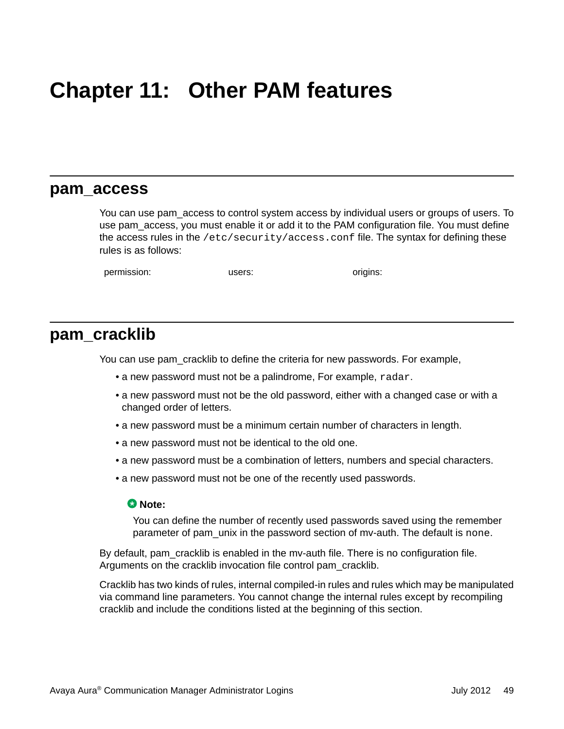# Chapter 11: Other PAM features

## pam_access

You can use pam_access to control system access by individual users or groups of users. To use pam_access, you must enable it or add it to the PAM configuration file. You must define the access rules in the `/etc/security/access.conf` file. The syntax for defining these rules is as follows:

| permission: | users: | origins: |
|---|---|---|

## pam_cracklib

You can use pam_cracklib to define the criteria for new passwords. For example,

- a new password must not be a palindrome, For example, `radar`.
- a new password must not be the old password, either with a changed case or with a changed order of letters.
- a new password must be a minimum certain number of characters in length.
- a new password must not be identical to the old one.
- a new password must be a combination of letters, numbers and special characters.
- a new password must not be one of the recently used passwords.

> **Note:**
>
> You can define the number of recently used passwords saved using the remember parameter of pam_unix in the password section of mv-auth. The default is `none`.

By default, pam_cracklib is enabled in the mv-auth file. There is no configuration file. Arguments on the cracklib invocation file control pam_cracklib.

Cracklib has two kinds of rules, internal compiled-in rules and rules which may be manipulated via command line parameters. You cannot change the internal rules except by recompiling cracklib and include the conditions listed at the beginning of this section.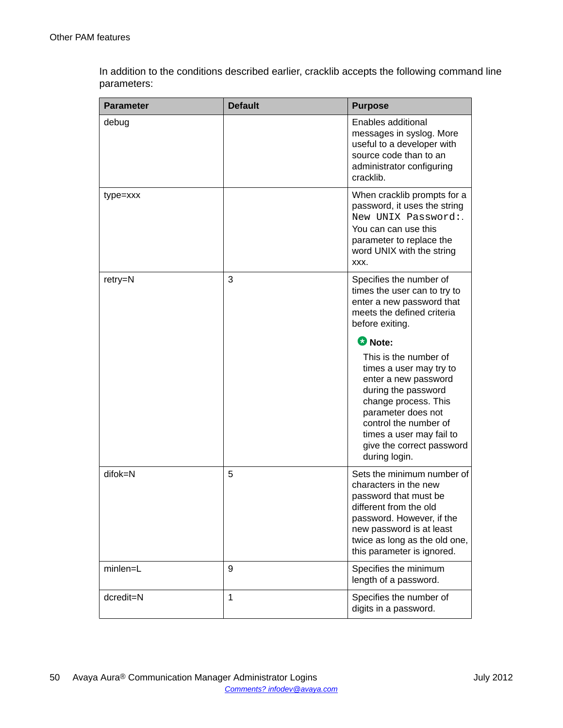In addition to the conditions described earlier, cracklib accepts the following command line parameters:

| Parameter | Default | Purpose |
| --- | --- | --- |
| debug | | Enables additional messages in syslog. More useful to a developer with source code than to an administrator configuring cracklib. |
| type=xxx | | When cracklib prompts for a password, it uses the string `New UNIX Password:`. You can can use this parameter to replace the word UNIX with the string xxx. |
| retry=N | 3 | Specifies the number of times the user can to try to enter a new password that meets the defined criteria before exiting. **Note:** This is the number of times a user may try to enter a new password during the password change process. This parameter does not control the number of times a user may fail to give the correct password during login. |
| difok=N | 5 | Sets the minimum number of characters in the new password that must be different from the old password. However, if the new password is at least twice as long as the old one, this parameter is ignored. |
| minlen=L | 9 | Specifies the minimum length of a password. |
| dcredit=N | 1 | Specifies the number of digits in a password. |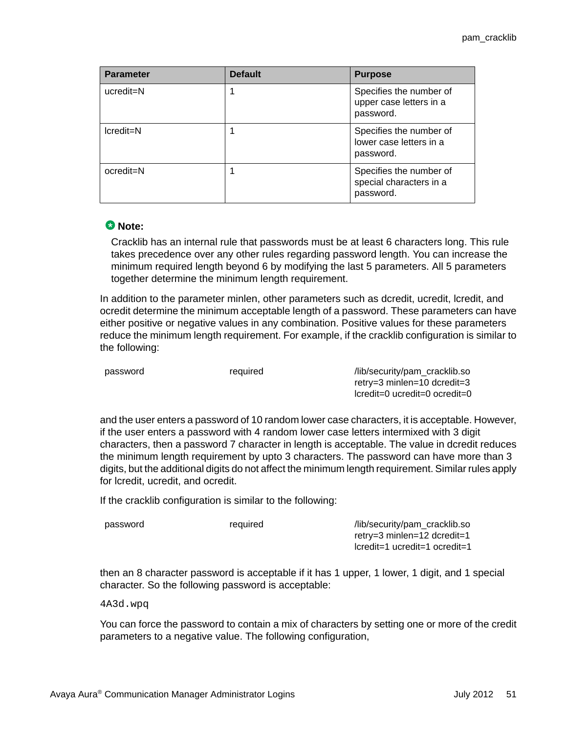| Parameter | Default | Purpose |
|---|---|---|
| ucredit=N | 1 | Specifies the number of upper case letters in a password. |
| lcredit=N | 1 | Specifies the number of lower case letters in a password. |
| ocredit=N | 1 | Specifies the number of special characters in a password. |

**Note:**

Cracklib has an internal rule that passwords must be at least 6 characters long. This rule takes precedence over any other rules regarding password length. You can increase the minimum required length beyond 6 by modifying the last 5 parameters. All 5 parameters together determine the minimum length requirement.

In addition to the parameter minlen, other parameters such as dcredit, ucredit, lcredit, and ocredit determine the minimum acceptable length of a password. These parameters can have either positive or negative values in any combination. Positive values for these parameters reduce the minimum length requirement. For example, if the cracklib configuration is similar to the following:

```
password    required    /lib/security/pam_cracklib.so
                        retry=3 minlen=10 dcredit=3
                        lcredit=0 ucredit=0 ocredit=0
```

and the user enters a password of 10 random lower case characters, it is acceptable. However, if the user enters a password with 4 random lower case letters intermixed with 3 digit characters, then a password 7 character in length is acceptable. The value in dcredit reduces the minimum length requirement by upto 3 characters. The password can have more than 3 digits, but the additional digits do not affect the minimum length requirement. Similar rules apply for lcredit, ucredit, and ocredit.

If the cracklib configuration is similar to the following:

```
password    required    /lib/security/pam_cracklib.so
                        retry=3 minlen=12 dcredit=1
                        lcredit=1 ucredit=1 ocredit=1
```

then an 8 character password is acceptable if it has 1 upper, 1 lower, 1 digit, and 1 special character. So the following password is acceptable:

`4A3d.wpq`

You can force the password to contain a mix of characters by setting one or more of the credit parameters to a negative value. The following configuration,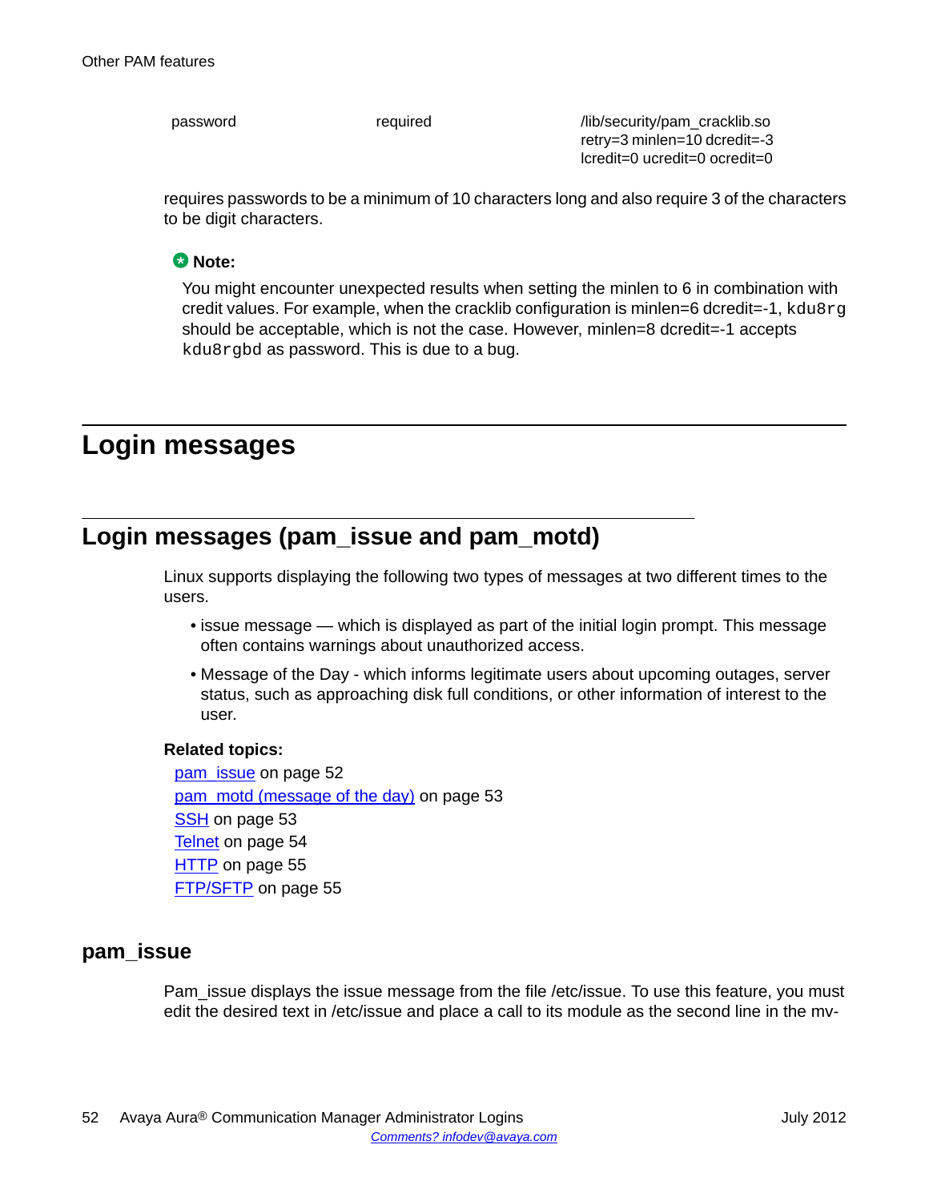| password | required | /lib/security/pam_cracklib.so retry=3 minlen=10 dcredit=-3 lcredit=0 ucredit=0 ocredit=0 |
|---|---|---|

requires passwords to be a minimum of 10 characters long and also require 3 of the characters to be digit characters.

**Note:**

You might encounter unexpected results when setting the minlen to 6 in combination with credit values. For example, when the cracklib configuration is minlen=6 dcredit=-1, `kdu8rg` should be acceptable, which is not the case. However, minlen=8 dcredit=-1 accepts `kdu8rgbd` as password. This is due to a bug.

# Login messages

## Login messages (pam_issue and pam_motd)

Linux supports displaying the following two types of messages at two different times to the users.

- issue message — which is displayed as part of the initial login prompt. This message often contains warnings about unauthorized access.
- Message of the Day - which informs legitimate users about upcoming outages, server status, such as approaching disk full conditions, or other information of interest to the user.

**Related topics:**

pam_issue on page 52
pam_motd (message of the day) on page 53
SSH on page 53
Telnet on page 54
HTTP on page 55
FTP/SFTP on page 55

### pam_issue

Pam_issue displays the issue message from the file /etc/issue. To use this feature, you must edit the desired text in /etc/issue and place a call to its module as the second line in the mv-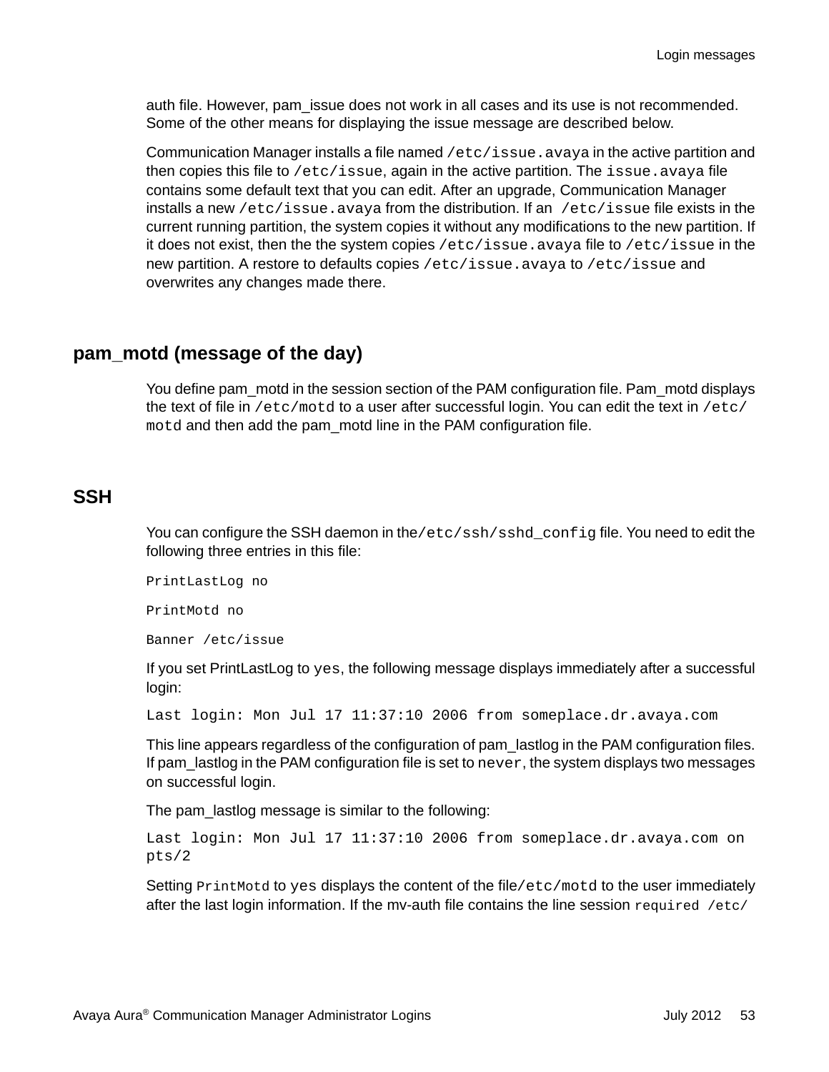auth file. However, pam_issue does not work in all cases and its use is not recommended. Some of the other means for displaying the issue message are described below.

Communication Manager installs a file named `/etc/issue.avaya` in the active partition and then copies this file to `/etc/issue`, again in the active partition. The `issue.avaya` file contains some default text that you can edit. After an upgrade, Communication Manager installs a new `/etc/issue.avaya` from the distribution. If an `/etc/issue` file exists in the current running partition, the system copies it without any modifications to the new partition. If it does not exist, then the the system copies `/etc/issue.avaya` file to `/etc/issue` in the new partition. A restore to defaults copies `/etc/issue.avaya` to `/etc/issue` and overwrites any changes made there.

## pam_motd (message of the day)

You define pam_motd in the session section of the PAM configuration file. Pam_motd displays the text of file in `/etc/motd` to a user after successful login. You can edit the text in `/etc/motd` and then add the pam_motd line in the PAM configuration file.

## SSH

You can configure the SSH daemon in the`/etc/ssh/sshd_config` file. You need to edit the following three entries in this file:

```
PrintLastLog no

PrintMotd no

Banner /etc/issue
```

If you set PrintLastLog to `yes`, the following message displays immediately after a successful login:

```
Last login: Mon Jul 17 11:37:10 2006 from someplace.dr.avaya.com
```

This line appears regardless of the configuration of pam_lastlog in the PAM configuration files. If pam_lastlog in the PAM configuration file is set to `never`, the system displays two messages on successful login.

The pam_lastlog message is similar to the following:

```
Last login: Mon Jul 17 11:37:10 2006 from someplace.dr.avaya.com on
pts/2
```

Setting `PrintMotd` to `yes` displays the content of the file`/etc/motd` to the user immediately after the last login information. If the mv-auth file contains the line session `required /etc/`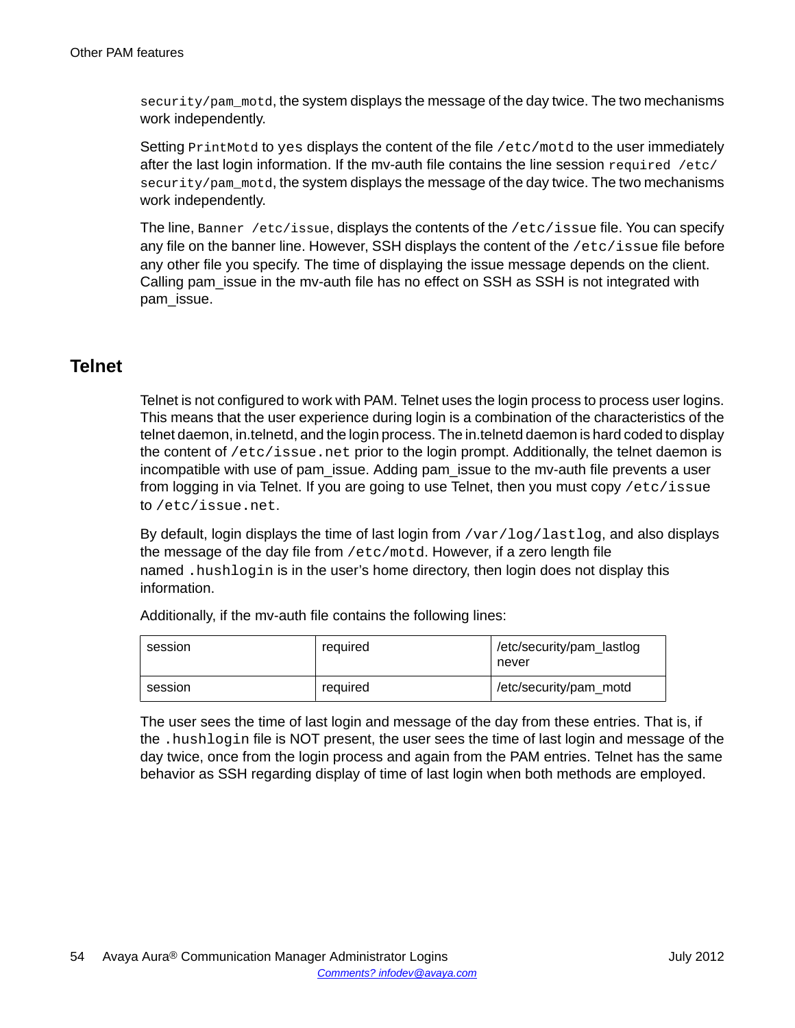security/pam_motd, the system displays the message of the day twice. The two mechanisms work independently.

Setting PrintMotd to yes displays the content of the file /etc/motd to the user immediately after the last login information. If the mv-auth file contains the line session required /etc/security/pam_motd, the system displays the message of the day twice. The two mechanisms work independently.

The line, Banner /etc/issue, displays the contents of the /etc/issue file. You can specify any file on the banner line. However, SSH displays the content of the /etc/issue file before any other file you specify. The time of displaying the issue message depends on the client. Calling pam_issue in the mv-auth file has no effect on SSH as SSH is not integrated with pam_issue.

## Telnet

Telnet is not configured to work with PAM. Telnet uses the login process to process user logins. This means that the user experience during login is a combination of the characteristics of the telnet daemon, in.telnetd, and the login process. The in.telnetd daemon is hard coded to display the content of /etc/issue.net prior to the login prompt. Additionally, the telnet daemon is incompatible with use of pam_issue. Adding pam_issue to the mv-auth file prevents a user from logging in via Telnet. If you are going to use Telnet, then you must copy /etc/issue to /etc/issue.net.

By default, login displays the time of last login from /var/log/lastlog, and also displays the message of the day file from /etc/motd. However, if a zero length file named .hushlogin is in the user's home directory, then login does not display this information.

Additionally, if the mv-auth file contains the following lines:

| | | |
|---|---|---|
| session | required | /etc/security/pam_lastlog never |
| session | required | /etc/security/pam_motd |

The user sees the time of last login and message of the day from these entries. That is, if the .hushlogin file is NOT present, the user sees the time of last login and message of the day twice, once from the login process and again from the PAM entries. Telnet has the same behavior as SSH regarding display of time of last login when both methods are employed.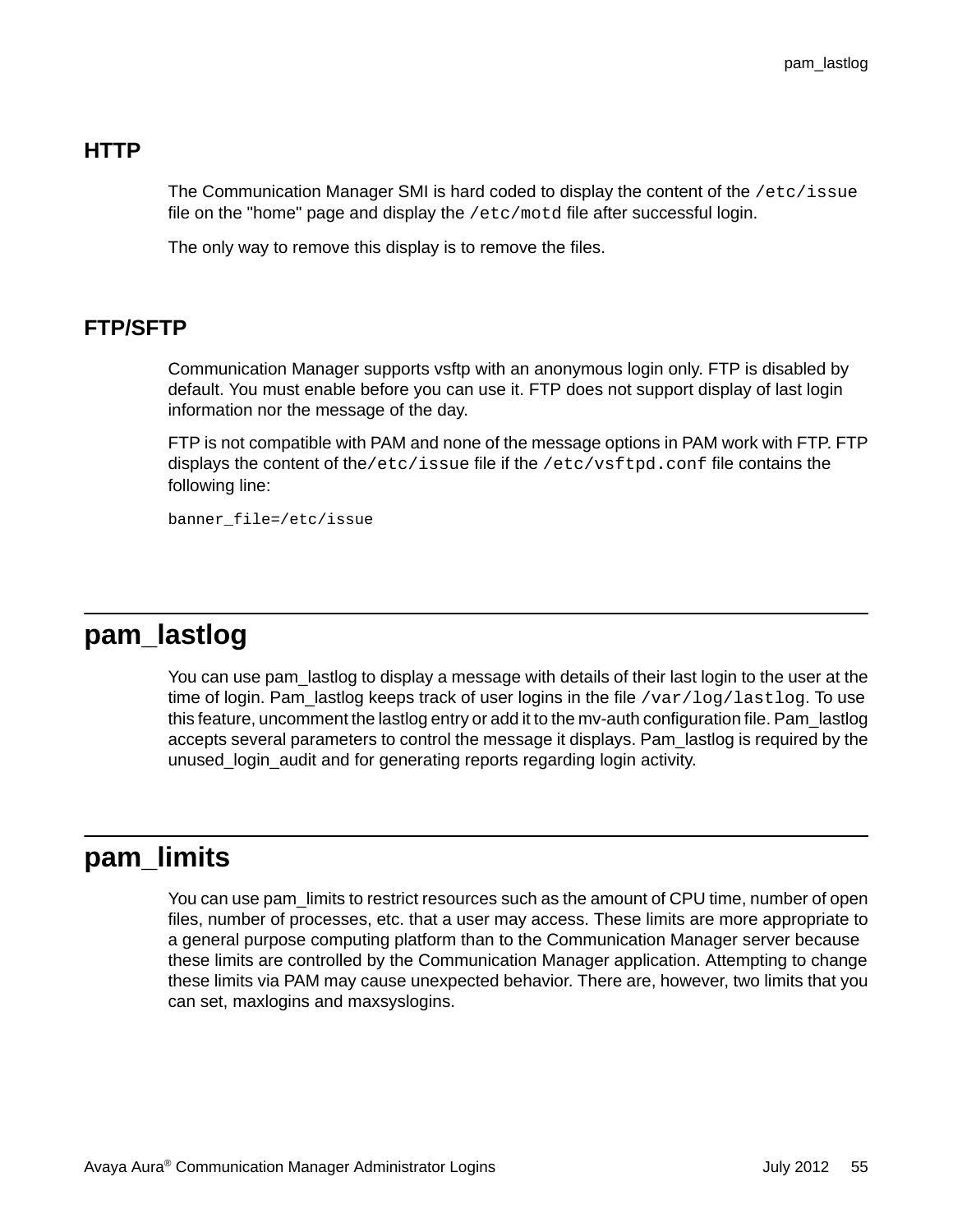### HTTP

The Communication Manager SMI is hard coded to display the content of the `/etc/issue` file on the "home" page and display the `/etc/motd` file after successful login.

The only way to remove this display is to remove the files.

### FTP/SFTP

Communication Manager supports vsftp with an anonymous login only. FTP is disabled by default. You must enable before you can use it. FTP does not support display of last login information nor the message of the day.

FTP is not compatible with PAM and none of the message options in PAM work with FTP. FTP displays the content of the`/etc/issue` file if the `/etc/vsftpd.conf` file contains the following line:

```
banner_file=/etc/issue
```

## pam_lastlog

You can use pam_lastlog to display a message with details of their last login to the user at the time of login. Pam_lastlog keeps track of user logins in the file `/var/log/lastlog`. To use this feature, uncomment the lastlog entry or add it to the mv-auth configuration file. Pam_lastlog accepts several parameters to control the message it displays. Pam_lastlog is required by the unused_login_audit and for generating reports regarding login activity.

## pam_limits

You can use pam_limits to restrict resources such as the amount of CPU time, number of open files, number of processes, etc. that a user may access. These limits are more appropriate to a general purpose computing platform than to the Communication Manager server because these limits are controlled by the Communication Manager application. Attempting to change these limits via PAM may cause unexpected behavior. There are, however, two limits that you can set, maxlogins and maxsyslogins.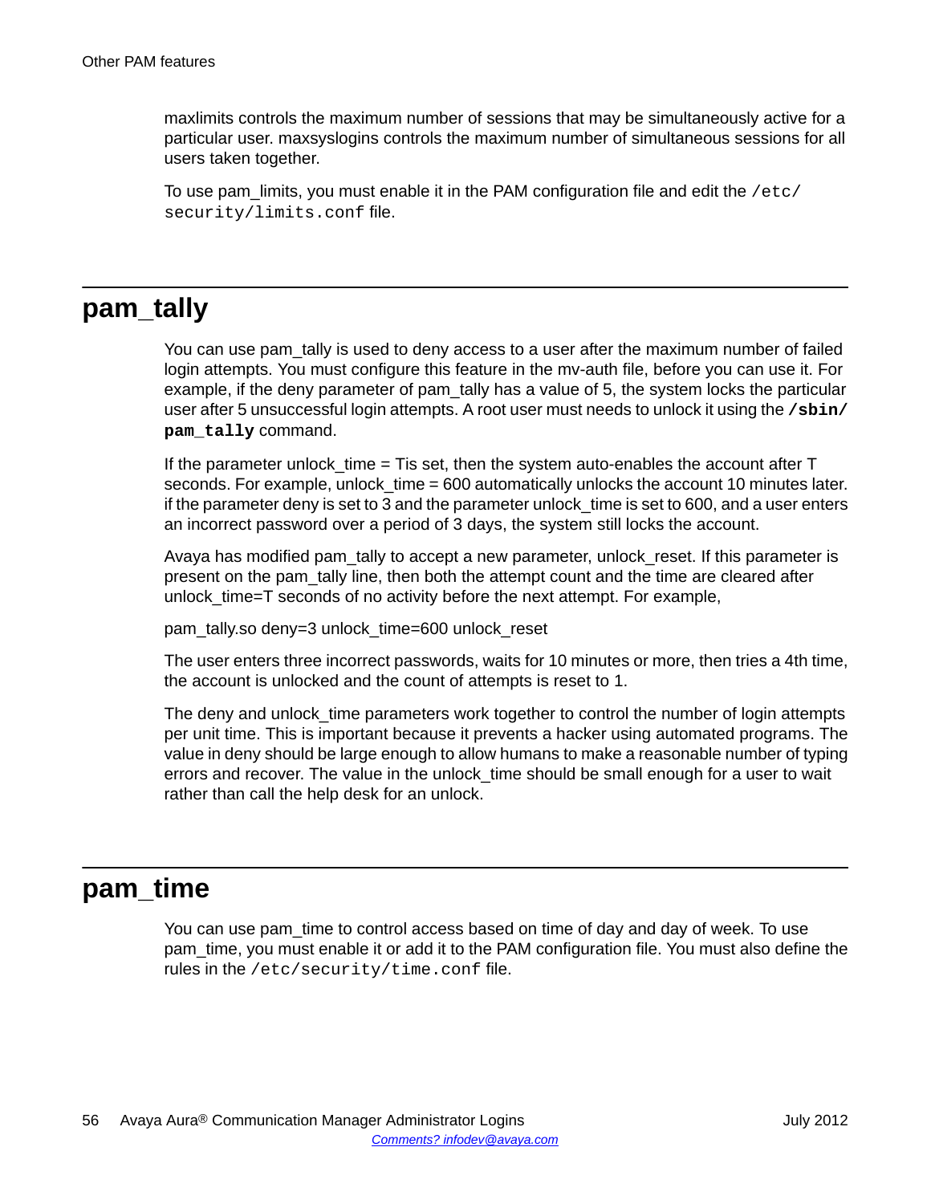maxlimits controls the maximum number of sessions that may be simultaneously active for a particular user. maxsyslogins controls the maximum number of simultaneous sessions for all users taken together.

To use pam_limits, you must enable it in the PAM configuration file and edit the `/etc/security/limits.conf` file.

## pam_tally

You can use pam_tally is used to deny access to a user after the maximum number of failed login attempts. You must configure this feature in the mv-auth file, before you can use it. For example, if the deny parameter of pam_tally has a value of 5, the system locks the particular user after 5 unsuccessful login attempts. A root user must needs to unlock it using the **`/sbin/pam_tally`** command.

If the parameter unlock_time = Tis set, then the system auto-enables the account after T seconds. For example, unlock_time = 600 automatically unlocks the account 10 minutes later. if the parameter deny is set to 3 and the parameter unlock_time is set to 600, and a user enters an incorrect password over a period of 3 days, the system still locks the account.

Avaya has modified pam_tally to accept a new parameter, unlock_reset. If this parameter is present on the pam_tally line, then both the attempt count and the time are cleared after unlock_time=T seconds of no activity before the next attempt. For example,

pam_tally.so deny=3 unlock_time=600 unlock_reset

The user enters three incorrect passwords, waits for 10 minutes or more, then tries a 4th time, the account is unlocked and the count of attempts is reset to 1.

The deny and unlock_time parameters work together to control the number of login attempts per unit time. This is important because it prevents a hacker using automated programs. The value in deny should be large enough to allow humans to make a reasonable number of typing errors and recover. The value in the unlock_time should be small enough for a user to wait rather than call the help desk for an unlock.

## pam_time

You can use pam_time to control access based on time of day and day of week. To use pam_time, you must enable it or add it to the PAM configuration file. You must also define the rules in the `/etc/security/time.conf` file.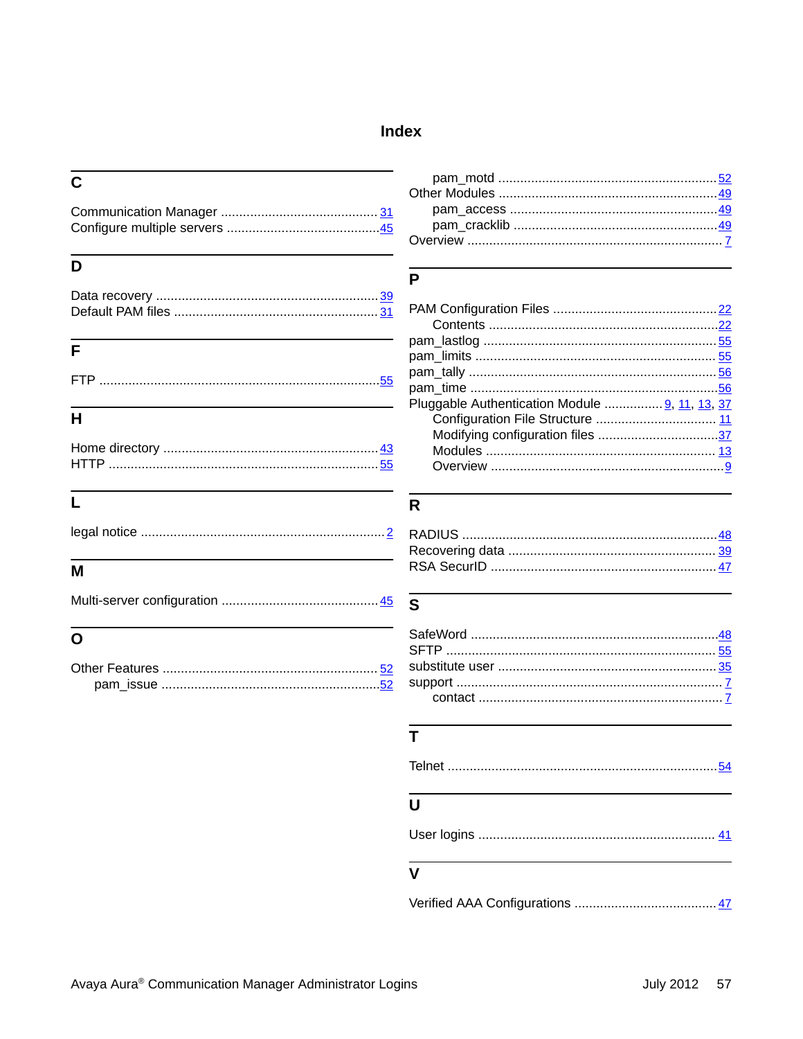# Index

## C

Communication Manager .......... 31
Configure multiple servers .......... 45

## D

Data recovery .......... 39
Default PAM files .......... 31

## F

FTP .......... 55

## H

Home directory .......... 43
HTTP .......... 55

## L

legal notice .......... 2

## M

Multi-server configuration .......... 45

## O

Other Features .......... 52
    pam_issue .......... 52
    pam_motd .......... 52
Other Modules .......... 49
    pam_access .......... 49
    pam_cracklib .......... 49
Overview .......... 7

## P

PAM Configuration Files .......... 22
    Contents .......... 22
pam_lastlog .......... 55
pam_limits .......... 55
pam_tally .......... 56
pam_time .......... 56
Pluggable Authentication Module .......... 9, 11, 13, 37
    Configuration File Structure .......... 11
    Modifying configuration files .......... 37
    Modules .......... 13
    Overview .......... 9

## R

RADIUS .......... 48
Recovering data .......... 39
RSA SecurID .......... 47

## S

SafeWord .......... 48
SFTP .......... 55
substitute user .......... 35
support .......... 7
    contact .......... 7

## T

Telnet .......... 54

## U

User logins .......... 41

## V

Verified AAA Configurations .......... 47